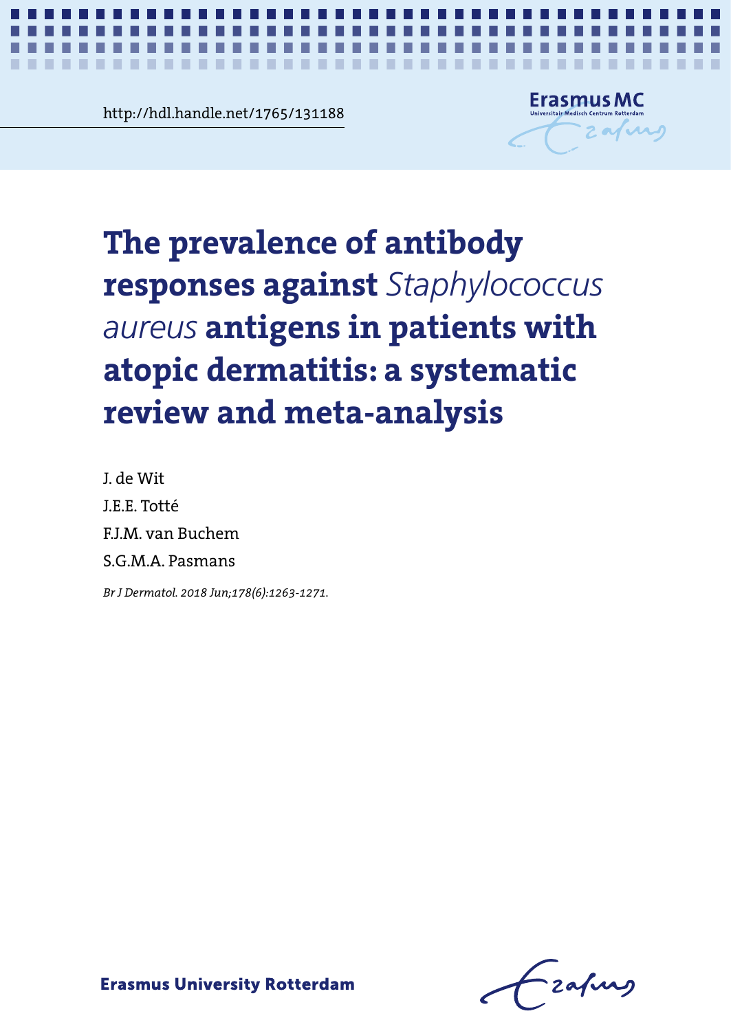http://hdl.handle.net/1765/131188

Erasmus MC
Universitair Medisch Centrum Rotterdam

# The prevalence of antibody responses against *Staphylococcus aureus* antigens in patients with atopic dermatitis: a systematic review and meta-analysis

J. de Wit

J.E.E. Totté

F.J.M. van Buchem

S.G.M.A. Pasmans

*Br J Dermatol. 2018 Jun;178(6):1263-1271.*

**Erasmus University Rotterdam**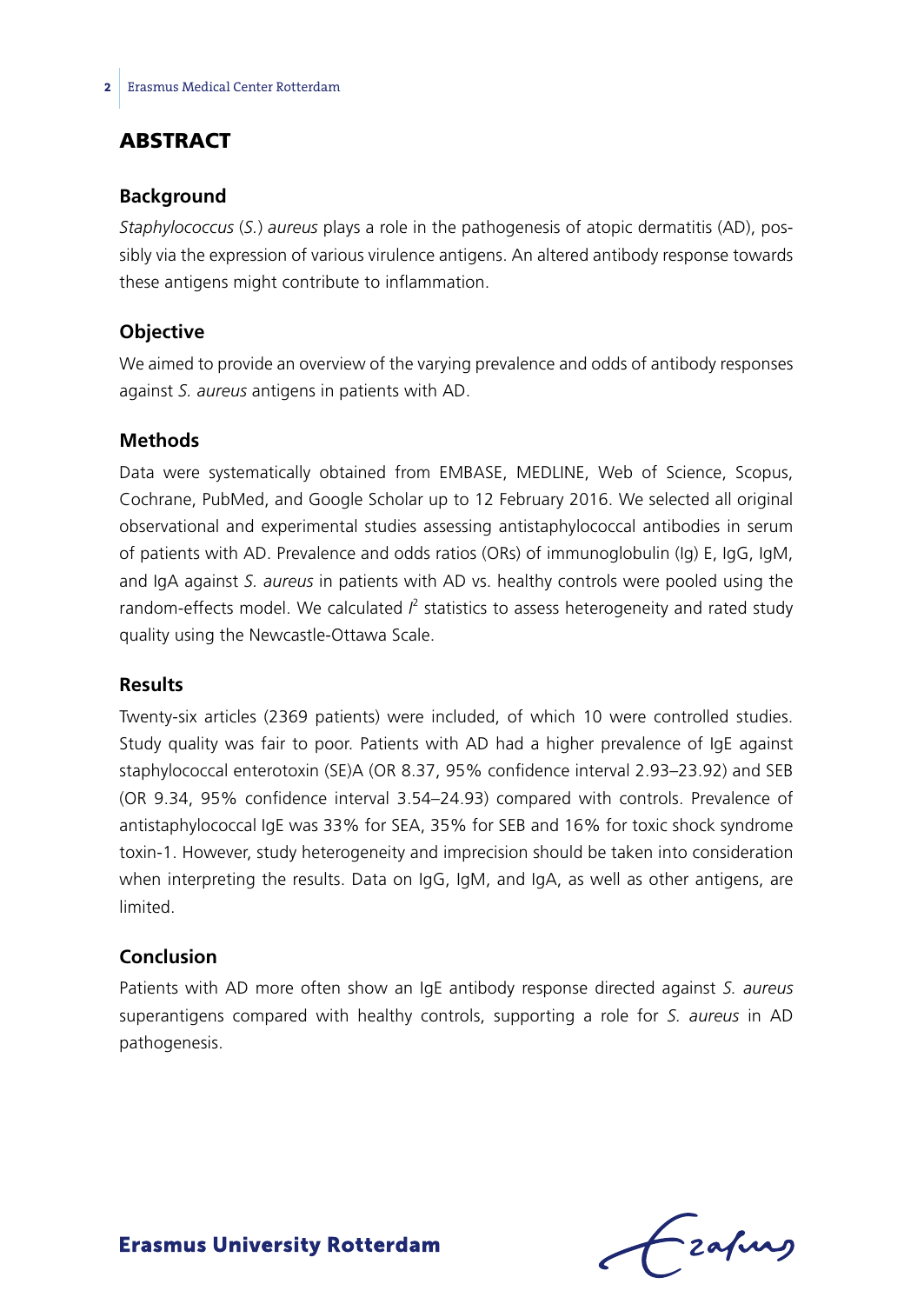## ABSTRACT

### Background

*Staphylococcus* (*S.*) *aureus* plays a role in the pathogenesis of atopic dermatitis (AD), possibly via the expression of various virulence antigens. An altered antibody response towards these antigens might contribute to inflammation.

### Objective

We aimed to provide an overview of the varying prevalence and odds of antibody responses against *S. aureus* antigens in patients with AD.

### Methods

Data were systematically obtained from EMBASE, MEDLINE, Web of Science, Scopus, Cochrane, PubMed, and Google Scholar up to 12 February 2016. We selected all original observational and experimental studies assessing antistaphylococcal antibodies in serum of patients with AD. Prevalence and odds ratios (ORs) of immunoglobulin (Ig) E, IgG, IgM, and IgA against *S. aureus* in patients with AD vs. healthy controls were pooled using the random-effects model. We calculated $I^2$ statistics to assess heterogeneity and rated study quality using the Newcastle-Ottawa Scale.

### Results

Twenty-six articles (2369 patients) were included, of which 10 were controlled studies. Study quality was fair to poor. Patients with AD had a higher prevalence of IgE against staphylococcal enterotoxin (SE)A (OR 8.37, 95% confidence interval 2.93–23.92) and SEB (OR 9.34, 95% confidence interval 3.54–24.93) compared with controls. Prevalence of antistaphylococcal IgE was 33% for SEA, 35% for SEB and 16% for toxic shock syndrome toxin-1. However, study heterogeneity and imprecision should be taken into consideration when interpreting the results. Data on IgG, IgM, and IgA, as well as other antigens, are limited.

### Conclusion

Patients with AD more often show an IgE antibody response directed against *S. aureus* superantigens compared with healthy controls, supporting a role for *S. aureus* in AD pathogenesis.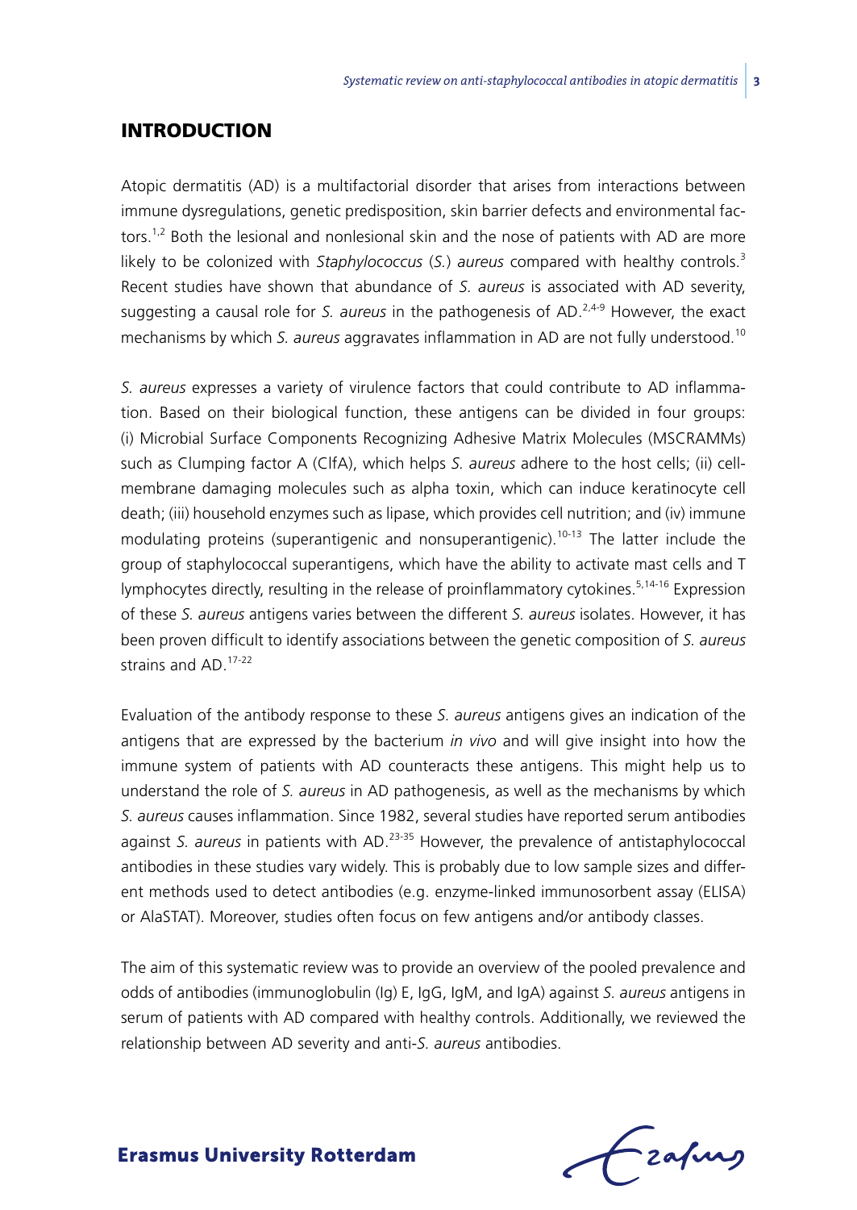## INTRODUCTION

Atopic dermatitis (AD) is a multifactorial disorder that arises from interactions between immune dysregulations, genetic predisposition, skin barrier defects and environmental factors.[1,2] Both the lesional and nonlesional skin and the nose of patients with AD are more likely to be colonized with *Staphylococcus* (*S.*) *aureus* compared with healthy controls.[3] Recent studies have shown that abundance of *S. aureus* is associated with AD severity, suggesting a causal role for *S. aureus* in the pathogenesis of AD.[2,4-9] However, the exact mechanisms by which *S. aureus* aggravates inflammation in AD are not fully understood.[10]

*S. aureus* expresses a variety of virulence factors that could contribute to AD inflammation. Based on their biological function, these antigens can be divided in four groups: (i) Microbial Surface Components Recognizing Adhesive Matrix Molecules (MSCRAMMs) such as Clumping factor A (ClfA), which helps *S. aureus* adhere to the host cells; (ii) cell-membrane damaging molecules such as alpha toxin, which can induce keratinocyte cell death; (iii) household enzymes such as lipase, which provides cell nutrition; and (iv) immune modulating proteins (superantigenic and nonsuperantigenic).[10-13] The latter include the group of staphylococcal superantigens, which have the ability to activate mast cells and T lymphocytes directly, resulting in the release of proinflammatory cytokines.[5,14-16] Expression of these *S. aureus* antigens varies between the different *S. aureus* isolates. However, it has been proven difficult to identify associations between the genetic composition of *S. aureus* strains and AD.[17-22]

Evaluation of the antibody response to these *S. aureus* antigens gives an indication of the antigens that are expressed by the bacterium *in vivo* and will give insight into how the immune system of patients with AD counteracts these antigens. This might help us to understand the role of *S. aureus* in AD pathogenesis, as well as the mechanisms by which *S. aureus* causes inflammation. Since 1982, several studies have reported serum antibodies against *S. aureus* in patients with AD.[23-35] However, the prevalence of antistaphylococcal antibodies in these studies vary widely. This is probably due to low sample sizes and different methods used to detect antibodies (e.g. enzyme-linked immunosorbent assay (ELISA) or AlaSTAT). Moreover, studies often focus on few antigens and/or antibody classes.

The aim of this systematic review was to provide an overview of the pooled prevalence and odds of antibodies (immunoglobulin (Ig) E, IgG, IgM, and IgA) against *S. aureus* antigens in serum of patients with AD compared with healthy controls. Additionally, we reviewed the relationship between AD severity and anti-*S. aureus* antibodies.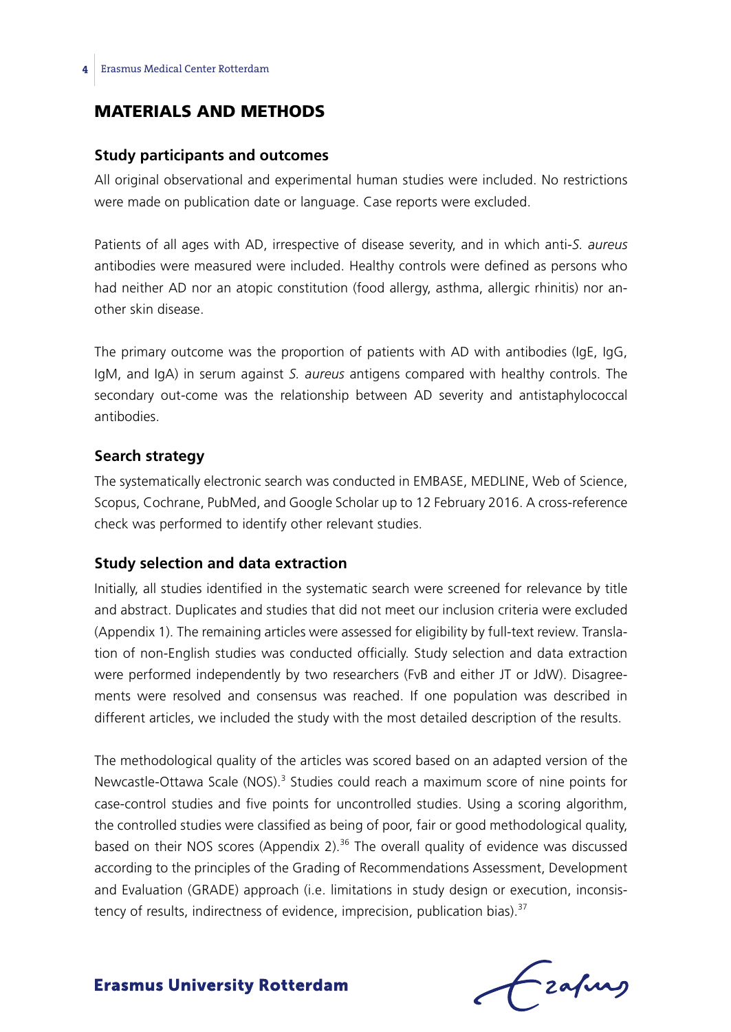## MATERIALS AND METHODS

### Study participants and outcomes

All original observational and experimental human studies were included. No restrictions were made on publication date or language. Case reports were excluded.

Patients of all ages with AD, irrespective of disease severity, and in which anti-*S. aureus* antibodies were measured were included. Healthy controls were defined as persons who had neither AD nor an atopic constitution (food allergy, asthma, allergic rhinitis) nor another skin disease.

The primary outcome was the proportion of patients with AD with antibodies (IgE, IgG, IgM, and IgA) in serum against *S. aureus* antigens compared with healthy controls. The secondary out-come was the relationship between AD severity and antistaphylococcal antibodies.

### Search strategy

The systematically electronic search was conducted in EMBASE, MEDLINE, Web of Science, Scopus, Cochrane, PubMed, and Google Scholar up to 12 February 2016. A cross-reference check was performed to identify other relevant studies.

### Study selection and data extraction

Initially, all studies identified in the systematic search were screened for relevance by title and abstract. Duplicates and studies that did not meet our inclusion criteria were excluded (Appendix 1). The remaining articles were assessed for eligibility by full-text review. Translation of non-English studies was conducted officially. Study selection and data extraction were performed independently by two researchers (FvB and either JT or JdW). Disagreements were resolved and consensus was reached. If one population was described in different articles, we included the study with the most detailed description of the results.

The methodological quality of the articles was scored based on an adapted version of the Newcastle-Ottawa Scale (NOS).[3] Studies could reach a maximum score of nine points for case-control studies and five points for uncontrolled studies. Using a scoring algorithm, the controlled studies were classified as being of poor, fair or good methodological quality, based on their NOS scores (Appendix 2).[36] The overall quality of evidence was discussed according to the principles of the Grading of Recommendations Assessment, Development and Evaluation (GRADE) approach (i.e. limitations in study design or execution, inconsistency of results, indirectness of evidence, imprecision, publication bias).[37]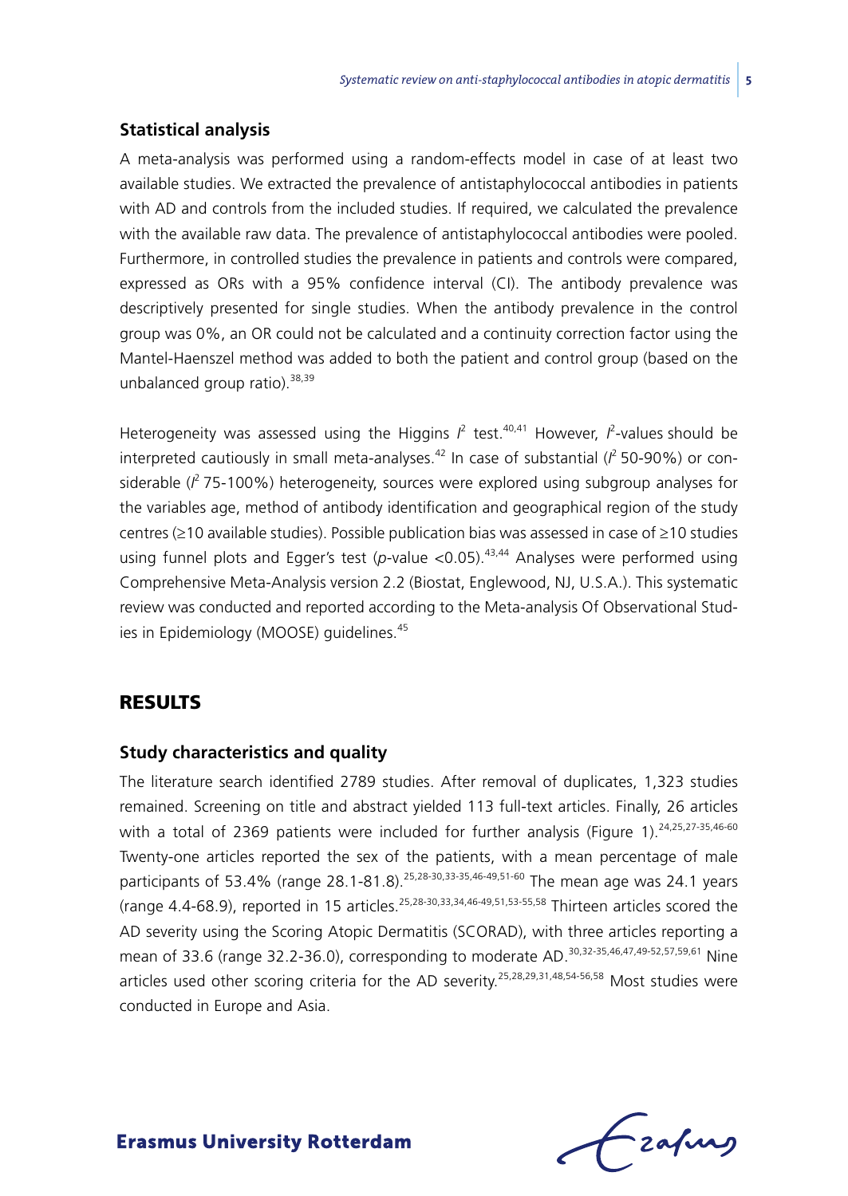### Statistical analysis

A meta-analysis was performed using a random-effects model in case of at least two available studies. We extracted the prevalence of antistaphylococcal antibodies in patients with AD and controls from the included studies. If required, we calculated the prevalence with the available raw data. The prevalence of antistaphylococcal antibodies were pooled. Furthermore, in controlled studies the prevalence in patients and controls were compared, expressed as ORs with a 95% confidence interval (CI). The antibody prevalence was descriptively presented for single studies. When the antibody prevalence in the control group was 0%, an OR could not be calculated and a continuity correction factor using the Mantel-Haenszel method was added to both the patient and control group (based on the unbalanced group ratio).[38,39]

Heterogeneity was assessed using the Higgins $I^2$ test.[40,41] However, $I^2$-values should be interpreted cautiously in small meta-analyses.[42] In case of substantial ($I^2$ 50-90%) or considerable ($I^2$ 75-100%) heterogeneity, sources were explored using subgroup analyses for the variables age, method of antibody identification and geographical region of the study centres (≥10 available studies). Possible publication bias was assessed in case of ≥10 studies using funnel plots and Egger's test ($p$-value <0.05).[43,44] Analyses were performed using Comprehensive Meta-Analysis version 2.2 (Biostat, Englewood, NJ, U.S.A.). This systematic review was conducted and reported according to the Meta-analysis Of Observational Studies in Epidemiology (MOOSE) guidelines.[45]

## RESULTS

### Study characteristics and quality

The literature search identified 2789 studies. After removal of duplicates, 1,323 studies remained. Screening on title and abstract yielded 113 full-text articles. Finally, 26 articles with a total of 2369 patients were included for further analysis (Figure 1).[24,25,27-35,46-60] Twenty-one articles reported the sex of the patients, with a mean percentage of male participants of 53.4% (range 28.1-81.8).[25,28-30,33-35,46-49,51-60] The mean age was 24.1 years (range 4.4-68.9), reported in 15 articles.[25,28-30,33,34,46-49,51,53-55,58] Thirteen articles scored the AD severity using the Scoring Atopic Dermatitis (SCORAD), with three articles reporting a mean of 33.6 (range 32.2-36.0), corresponding to moderate AD.[30,32-35,46,47,49-52,57,59,61] Nine articles used other scoring criteria for the AD severity.[25,28,29,31,48,54-56,58] Most studies were conducted in Europe and Asia.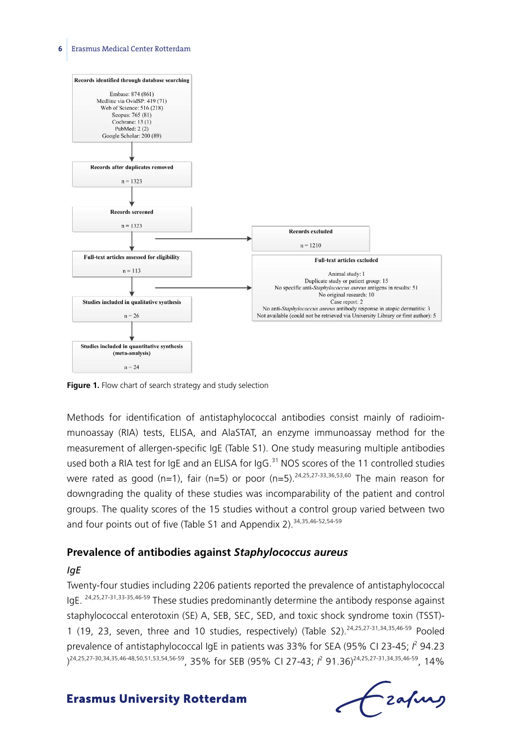Records identified through database searching

Embase: 874 (861)
Medline via OvidSP: 419 (71)
Web of Science: 516 (218)
Scopus: 765 (81)
Cochrane: 13 (1)
PubMed: 2 (2)
Google Scholar: 200 (89)

Records after duplicates removed

n = 1323

Records screened

n = 1323

Records excluded

n = 1210

Full-text articles assessed for eligibility

n = 113

Full-text articles excluded

Animal study: 1
Duplicate study or patient group: 15
No specific anti-*Staphylococcus aureus* antigens in results: 51
No original research: 10
Case report: 2
No anti-*Staphylococcus aureus* antibody response in atopic dermatitis: 3
Not available (could not be retrieved via University Library or first author): 5

Studies included in qualitative synthesis

n = 26

Studies included in quantitative synthesis (meta-analysis)

n = 24

**Figure 1.** Flow chart of search strategy and study selection

Methods for identification of antistaphylococcal antibodies consist mainly of radioimmunoassay (RIA) tests, ELISA, and AlaSTAT, an enzyme immunoassay method for the measurement of allergen-specific IgE (Table S1). One study measuring multiple antibodies used both a RIA test for IgE and an ELISA for IgG.[31] NOS scores of the 11 controlled studies were rated as good (n=1), fair (n=5) or poor (n=5).[24,25,27-33,36,53,60] The main reason for downgrading the quality of these studies was incomparability of the patient and control groups. The quality scores of the 15 studies without a control group varied between two and four points out of five (Table S1 and Appendix 2).[34,35,46-52,54-59]

## Prevalence of antibodies against *Staphylococcus aureus*

### *IgE*

Twenty-four studies including 2206 patients reported the prevalence of antistaphylococcal IgE. [24,25,27-31,33-35,46-59] These studies predominantly determine the antibody response against staphylococcal enterotoxin (SE) A, SEB, SEC, SED, and toxic shock syndrome toxin (TSST)-1 (19, 23, seven, three and 10 studies, respectively) (Table S2).[24,25,27-31,34,35,46-59] Pooled prevalence of antistaphylococcal IgE in patients was 33% for SEA (95% CI 23-45; $I^2$ 94.23 )[24,25,27-30,34,35,46-48,50,51,53,54,56-59], 35% for SEB (95% CI 27-43; $I^2$ 91.36)[24,25,27-31,34,35,46-59], 14%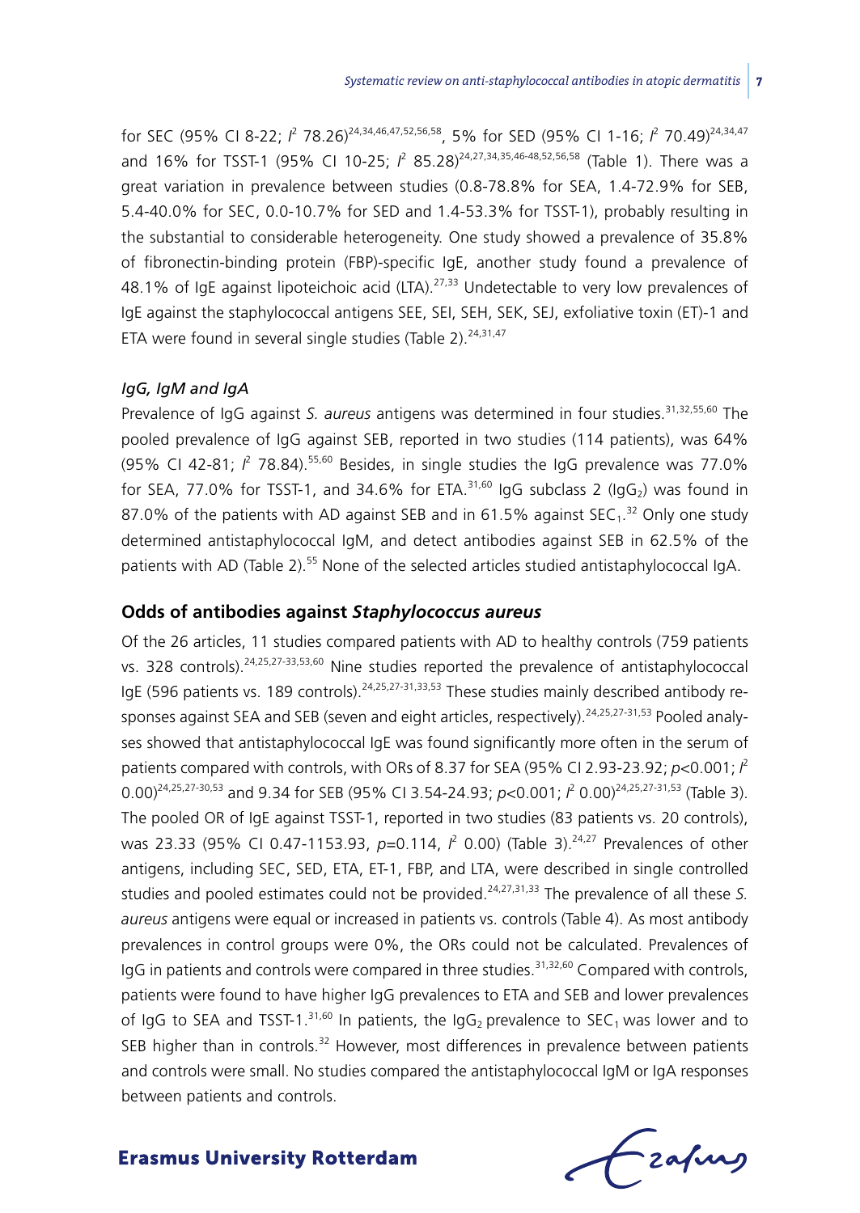for SEC (95% CI 8-22; $I^2$ 78.26)[24,34,46,47,52,56,58], 5% for SED (95% CI 1-16; $I^2$ 70.49)[24,34,47] and 16% for TSST-1 (95% CI 10-25; $I^2$ 85.28)[24,27,34,35,46-48,52,56,58] (Table 1). There was a great variation in prevalence between studies (0.8-78.8% for SEA, 1.4-72.9% for SEB, 5.4-40.0% for SEC, 0.0-10.7% for SED and 1.4-53.3% for TSST-1), probably resulting in the substantial to considerable heterogeneity. One study showed a prevalence of 35.8% of fibronectin-binding protein (FBP)-specific IgE, another study found a prevalence of 48.1% of IgE against lipoteichoic acid (LTA).[27,33] Undetectable to very low prevalences of IgE against the staphylococcal antigens SEE, SEI, SEH, SEK, SEJ, exfoliative toxin (ET)-1 and ETA were found in several single studies (Table 2).[24,31,47]

### *IgG, IgM and IgA*

Prevalence of IgG against *S. aureus* antigens was determined in four studies.[31,32,55,60] The pooled prevalence of IgG against SEB, reported in two studies (114 patients), was 64% (95% CI 42-81; $I^2$ 78.84).[55,60] Besides, in single studies the IgG prevalence was 77.0% for SEA, 77.0% for TSST-1, and 34.6% for ETA.[31,60] IgG subclass 2 ($IgG_2$) was found in 87.0% of the patients with AD against SEB and in 61.5% against $SEC_1$.[32] Only one study determined antistaphylococcal IgM, and detect antibodies against SEB in 62.5% of the patients with AD (Table 2).[55] None of the selected articles studied antistaphylococcal IgA.

## Odds of antibodies against *Staphylococcus aureus*

Of the 26 articles, 11 studies compared patients with AD to healthy controls (759 patients vs. 328 controls).[24,25,27-33,53,60] Nine studies reported the prevalence of antistaphylococcal IgE (596 patients vs. 189 controls).[24,25,27-31,33,53] These studies mainly described antibody responses against SEA and SEB (seven and eight articles, respectively).[24,25,27-31,53] Pooled analyses showed that antistaphylococcal IgE was found significantly more often in the serum of patients compared with controls, with ORs of 8.37 for SEA (95% CI 2.93-23.92; $p<0.001$; $I^2$ 0.00)[24,25,27-30,53] and 9.34 for SEB (95% CI 3.54-24.93; $p<0.001$; $I^2$ 0.00)[24,25,27-31,53] (Table 3). The pooled OR of IgE against TSST-1, reported in two studies (83 patients vs. 20 controls), was 23.33 (95% CI 0.47-1153.93, $p=0.114$, $I^2$ 0.00) (Table 3).[24,27] Prevalences of other antigens, including SEC, SED, ETA, ET-1, FBP, and LTA, were described in single controlled studies and pooled estimates could not be provided.[24,27,31,33] The prevalence of all these *S. aureus* antigens were equal or increased in patients vs. controls (Table 4). As most antibody prevalences in control groups were 0%, the ORs could not be calculated. Prevalences of IgG in patients and controls were compared in three studies.[31,32,60] Compared with controls, patients were found to have higher IgG prevalences to ETA and SEB and lower prevalences of IgG to SEA and TSST-1.[31,60] In patients, the $IgG_2$ prevalence to $SEC_1$ was lower and to SEB higher than in controls.[32] However, most differences in prevalence between patients and controls were small. No studies compared the antistaphylococcal IgM or IgA responses between patients and controls.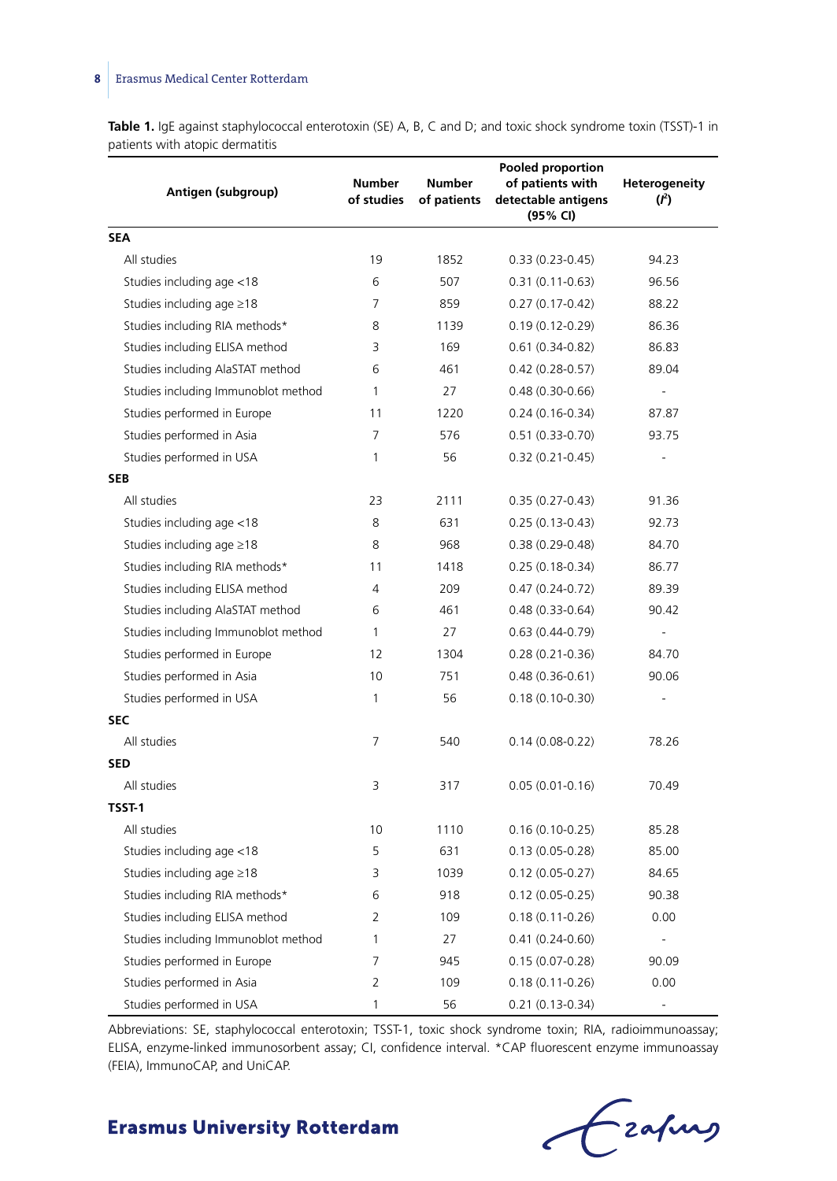**Table 1.** IgE against staphylococcal enterotoxin (SE) A, B, C and D; and toxic shock syndrome toxin (TSST)-1 in patients with atopic dermatitis

| Antigen (subgroup) | Number of studies | Number of patients | Pooled proportion of patients with detectable antigens (95% CI) | Heterogeneity ($I^2$) |
|---|---|---|---|---|
| **SEA** | | | | |
| All studies | 19 | 1852 | 0.33 (0.23-0.45) | 94.23 |
| Studies including age <18 | 6 | 507 | 0.31 (0.11-0.63) | 96.56 |
| Studies including age ≥18 | 7 | 859 | 0.27 (0.17-0.42) | 88.22 |
| Studies including RIA methods* | 8 | 1139 | 0.19 (0.12-0.29) | 86.36 |
| Studies including ELISA method | 3 | 169 | 0.61 (0.34-0.82) | 86.83 |
| Studies including AlaSTAT method | 6 | 461 | 0.42 (0.28-0.57) | 89.04 |
| Studies including Immunoblot method | 1 | 27 | 0.48 (0.30-0.66) | - |
| Studies performed in Europe | 11 | 1220 | 0.24 (0.16-0.34) | 87.87 |
| Studies performed in Asia | 7 | 576 | 0.51 (0.33-0.70) | 93.75 |
| Studies performed in USA | 1 | 56 | 0.32 (0.21-0.45) | - |
| **SEB** | | | | |
| All studies | 23 | 2111 | 0.35 (0.27-0.43) | 91.36 |
| Studies including age <18 | 8 | 631 | 0.25 (0.13-0.43) | 92.73 |
| Studies including age ≥18 | 8 | 968 | 0.38 (0.29-0.48) | 84.70 |
| Studies including RIA methods* | 11 | 1418 | 0.25 (0.18-0.34) | 86.77 |
| Studies including ELISA method | 4 | 209 | 0.47 (0.24-0.72) | 89.39 |
| Studies including AlaSTAT method | 6 | 461 | 0.48 (0.33-0.64) | 90.42 |
| Studies including Immunoblot method | 1 | 27 | 0.63 (0.44-0.79) | - |
| Studies performed in Europe | 12 | 1304 | 0.28 (0.21-0.36) | 84.70 |
| Studies performed in Asia | 10 | 751 | 0.48 (0.36-0.61) | 90.06 |
| Studies performed in USA | 1 | 56 | 0.18 (0.10-0.30) | - |
| **SEC** | | | | |
| All studies | 7 | 540 | 0.14 (0.08-0.22) | 78.26 |
| **SED** | | | | |
| All studies | 3 | 317 | 0.05 (0.01-0.16) | 70.49 |
| **TSST-1** | | | | |
| All studies | 10 | 1110 | 0.16 (0.10-0.25) | 85.28 |
| Studies including age <18 | 5 | 631 | 0.13 (0.05-0.28) | 85.00 |
| Studies including age ≥18 | 3 | 1039 | 0.12 (0.05-0.27) | 84.65 |
| Studies including RIA methods* | 6 | 918 | 0.12 (0.05-0.25) | 90.38 |
| Studies including ELISA method | 2 | 109 | 0.18 (0.11-0.26) | 0.00 |
| Studies including Immunoblot method | 1 | 27 | 0.41 (0.24-0.60) | - |
| Studies performed in Europe | 7 | 945 | 0.15 (0.07-0.28) | 90.09 |
| Studies performed in Asia | 2 | 109 | 0.18 (0.11-0.26) | 0.00 |
| Studies performed in USA | 1 | 56 | 0.21 (0.13-0.34) | - |

Abbreviations: SE, staphylococcal enterotoxin; TSST-1, toxic shock syndrome toxin; RIA, radioimmunoassay; ELISA, enzyme-linked immunosorbent assay; CI, confidence interval. *CAP fluorescent enzyme immunoassay (FEIA), ImmunoCAP, and UniCAP.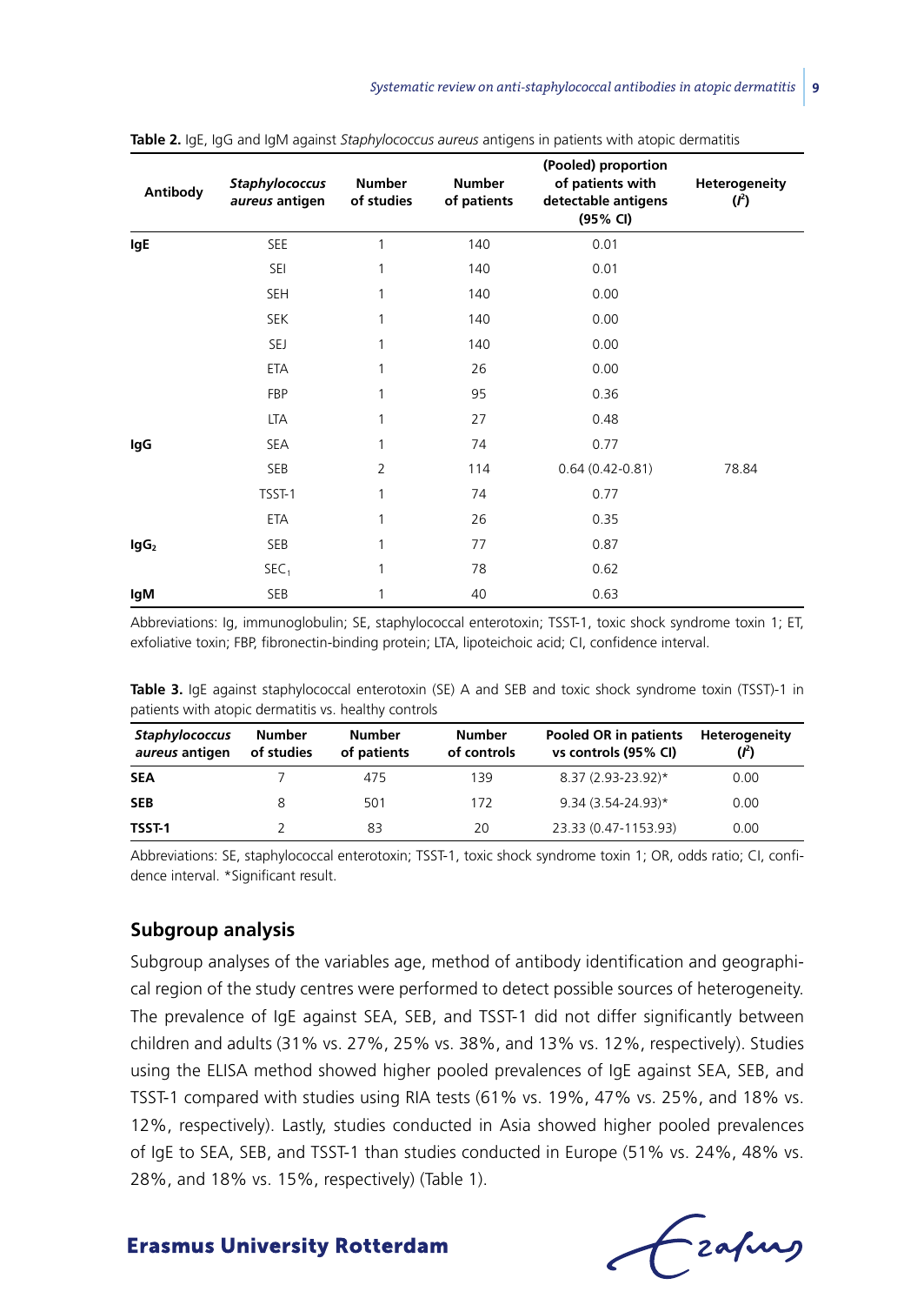**Table 2.** IgE, IgG and IgM against *Staphylococcus aureus* antigens in patients with atopic dermatitis

| Antibody | *Staphylococcus aureus* antigen | Number of studies | Number of patients | (Pooled) proportion of patients with detectable antigens (95% CI) | Heterogeneity ($I^2$) |
|---|---|---|---|---|---|
| **IgE** | SEE | 1 | 140 | 0.01 | |
| | SEI | 1 | 140 | 0.01 | |
| | SEH | 1 | 140 | 0.00 | |
| | SEK | 1 | 140 | 0.00 | |
| | SEJ | 1 | 140 | 0.00 | |
| | ETA | 1 | 26 | 0.00 | |
| | FBP | 1 | 95 | 0.36 | |
| | LTA | 1 | 27 | 0.48 | |
| **IgG** | SEA | 1 | 74 | 0.77 | |
| | SEB | 2 | 114 | 0.64 (0.42-0.81) | 78.84 |
| | TSST-1 | 1 | 74 | 0.77 | |
| | ETA | 1 | 26 | 0.35 | |
| **$IgG_2$** | SEB | 1 | 77 | 0.87 | |
| | $SEC_1$ | 1 | 78 | 0.62 | |
| **IgM** | SEB | 1 | 40 | 0.63 | |

Abbreviations: Ig, immunoglobulin; SE, staphylococcal enterotoxin; TSST-1, toxic shock syndrome toxin 1; ET, exfoliative toxin; FBP, fibronectin-binding protein; LTA, lipoteichoic acid; CI, confidence interval.

**Table 3.** IgE against staphylococcal enterotoxin (SE) A and SEB and toxic shock syndrome toxin (TSST)-1 in patients with atopic dermatitis vs. healthy controls

| *Staphylococcus aureus* antigen | Number of studies | Number of patients | Number of controls | Pooled OR in patients vs controls (95% CI) | Heterogeneity ($I^2$) |
|---|---|---|---|---|---|
| **SEA** | 7 | 475 | 139 | 8.37 (2.93-23.92)* | 0.00 |
| **SEB** | 8 | 501 | 172 | 9.34 (3.54-24.93)* | 0.00 |
| **TSST-1** | 2 | 83 | 20 | 23.33 (0.47-1153.93) | 0.00 |

Abbreviations: SE, staphylococcal enterotoxin; TSST-1, toxic shock syndrome toxin 1; OR, odds ratio; CI, confidence interval. *Significant result.

## Subgroup analysis

Subgroup analyses of the variables age, method of antibody identification and geographical region of the study centres were performed to detect possible sources of heterogeneity. The prevalence of IgE against SEA, SEB, and TSST-1 did not differ significantly between children and adults (31% vs. 27%, 25% vs. 38%, and 13% vs. 12%, respectively). Studies using the ELISA method showed higher pooled prevalences of IgE against SEA, SEB, and TSST-1 compared with studies using RIA tests (61% vs. 19%, 47% vs. 25%, and 18% vs. 12%, respectively). Lastly, studies conducted in Asia showed higher pooled prevalences of IgE to SEA, SEB, and TSST-1 than studies conducted in Europe (51% vs. 24%, 48% vs. 28%, and 18% vs. 15%, respectively) (Table 1).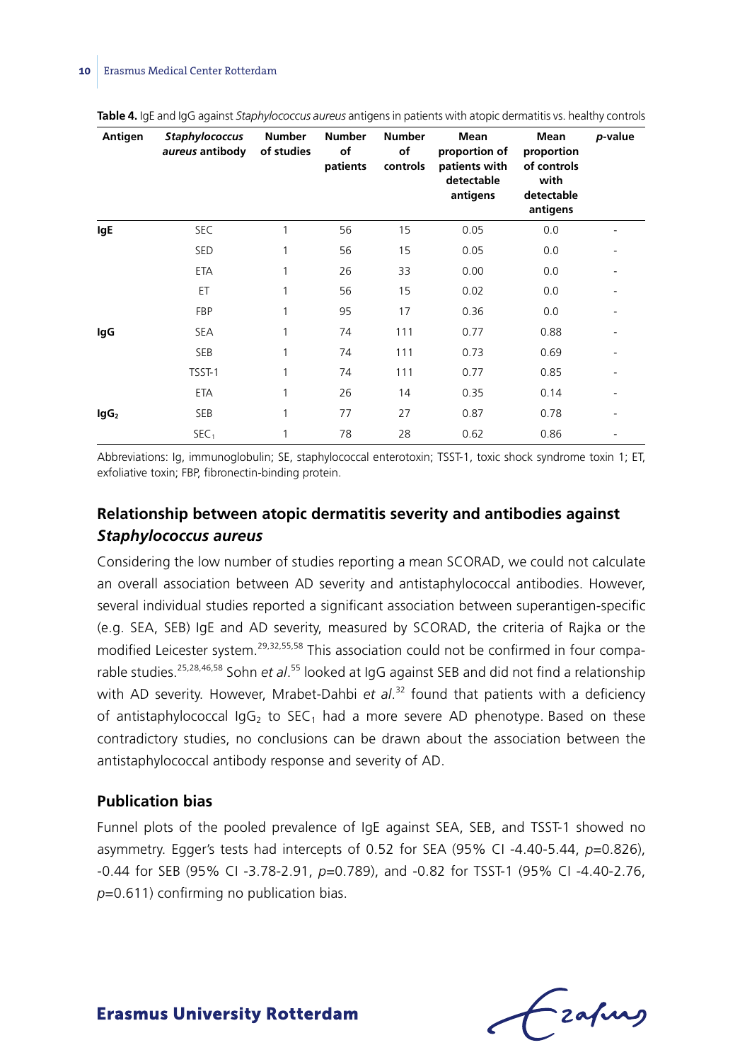**Table 4.** IgE and IgG against *Staphylococcus aureus* antigens in patients with atopic dermatitis vs. healthy controls

| Antigen | *Staphylococcus aureus* antibody | Number of studies | Number of patients | Number of controls | Mean proportion of patients with detectable antigens | Mean proportion of controls with detectable antigens | *p*-value |
|---|---|---|---|---|---|---|---|
| **IgE** | SEC | 1 | 56 | 15 | 0.05 | 0.0 | - |
| | SED | 1 | 56 | 15 | 0.05 | 0.0 | - |
| | ETA | 1 | 26 | 33 | 0.00 | 0.0 | - |
| | ET | 1 | 56 | 15 | 0.02 | 0.0 | - |
| | FBP | 1 | 95 | 17 | 0.36 | 0.0 | - |
| **IgG** | SEA | 1 | 74 | 111 | 0.77 | 0.88 | - |
| | SEB | 1 | 74 | 111 | 0.73 | 0.69 | - |
| | TSST-1 | 1 | 74 | 111 | 0.77 | 0.85 | - |
| | ETA | 1 | 26 | 14 | 0.35 | 0.14 | - |
| **$IgG_2$** | SEB | 1 | 77 | 27 | 0.87 | 0.78 | - |
| | $SEC_1$ | 1 | 78 | 28 | 0.62 | 0.86 | - |

Abbreviations: Ig, immunoglobulin; SE, staphylococcal enterotoxin; TSST-1, toxic shock syndrome toxin 1; ET, exfoliative toxin; FBP, fibronectin-binding protein.

## Relationship between atopic dermatitis severity and antibodies against *Staphylococcus aureus*

Considering the low number of studies reporting a mean SCORAD, we could not calculate an overall association between AD severity and antistaphylococcal antibodies. However, several individual studies reported a significant association between superantigen-specific (e.g. SEA, SEB) IgE and AD severity, measured by SCORAD, the criteria of Rajka or the modified Leicester system.[29,32,55,58] This association could not be confirmed in four comparable studies.[25,28,46,58] Sohn *et al*.[55] looked at IgG against SEB and did not find a relationship with AD severity. However, Mrabet-Dahbi *et al*.[32] found that patients with a deficiency of antistaphylococcal $IgG_2$ to $SEC_1$ had a more severe AD phenotype. Based on these contradictory studies, no conclusions can be drawn about the association between the antistaphylococcal antibody response and severity of AD.

## Publication bias

Funnel plots of the pooled prevalence of IgE against SEA, SEB, and TSST-1 showed no asymmetry. Egger's tests had intercepts of 0.52 for SEA (95% CI -4.40-5.44, $p$=0.826), -0.44 for SEB (95% CI -3.78-2.91, $p$=0.789), and -0.82 for TSST-1 (95% CI -4.40-2.76, $p$=0.611) confirming no publication bias.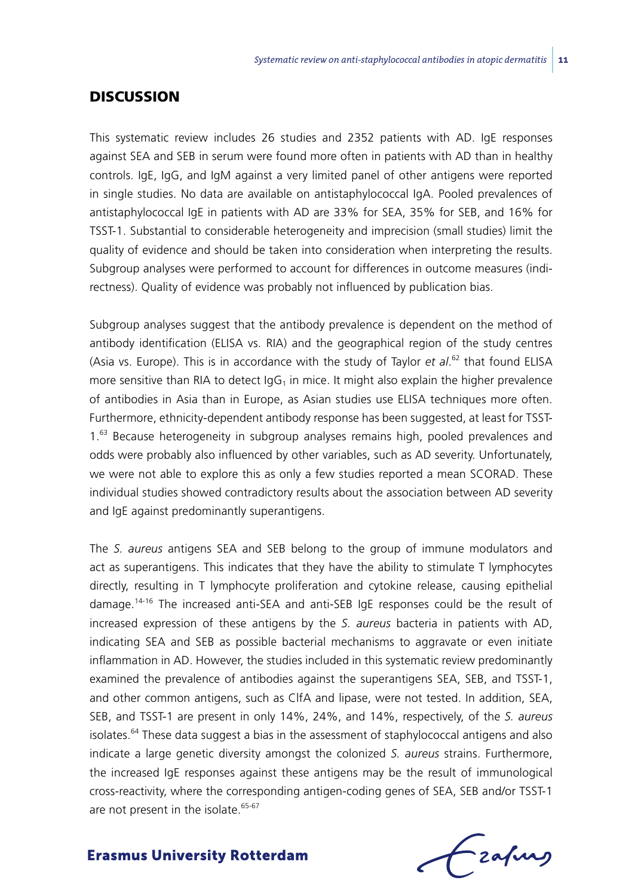## DISCUSSION

This systematic review includes 26 studies and 2352 patients with AD. IgE responses against SEA and SEB in serum were found more often in patients with AD than in healthy controls. IgE, IgG, and IgM against a very limited panel of other antigens were reported in single studies. No data are available on antistaphylococcal IgA. Pooled prevalences of antistaphylococcal IgE in patients with AD are 33% for SEA, 35% for SEB, and 16% for TSST-1. Substantial to considerable heterogeneity and imprecision (small studies) limit the quality of evidence and should be taken into consideration when interpreting the results. Subgroup analyses were performed to account for differences in outcome measures (indirectness). Quality of evidence was probably not influenced by publication bias.

Subgroup analyses suggest that the antibody prevalence is dependent on the method of antibody identification (ELISA vs. RIA) and the geographical region of the study centres (Asia vs. Europe). This is in accordance with the study of Taylor *et al.*[62] that found ELISA more sensitive than RIA to detect $IgG_1$ in mice. It might also explain the higher prevalence of antibodies in Asia than in Europe, as Asian studies use ELISA techniques more often. Furthermore, ethnicity-dependent antibody response has been suggested, at least for TSST-1.[63] Because heterogeneity in subgroup analyses remains high, pooled prevalences and odds were probably also influenced by other variables, such as AD severity. Unfortunately, we were not able to explore this as only a few studies reported a mean SCORAD. These individual studies showed contradictory results about the association between AD severity and IgE against predominantly superantigens.

The *S. aureus* antigens SEA and SEB belong to the group of immune modulators and act as superantigens. This indicates that they have the ability to stimulate T lymphocytes directly, resulting in T lymphocyte proliferation and cytokine release, causing epithelial damage.[14-16] The increased anti-SEA and anti-SEB IgE responses could be the result of increased expression of these antigens by the *S. aureus* bacteria in patients with AD, indicating SEA and SEB as possible bacterial mechanisms to aggravate or even initiate inflammation in AD. However, the studies included in this systematic review predominantly examined the prevalence of antibodies against the superantigens SEA, SEB, and TSST-1, and other common antigens, such as ClfA and lipase, were not tested. In addition, SEA, SEB, and TSST-1 are present in only 14%, 24%, and 14%, respectively, of the *S. aureus* isolates.[64] These data suggest a bias in the assessment of staphylococcal antigens and also indicate a large genetic diversity amongst the colonized *S. aureus* strains. Furthermore, the increased IgE responses against these antigens may be the result of immunological cross-reactivity, where the corresponding antigen-coding genes of SEA, SEB and/or TSST-1 are not present in the isolate.[65-67]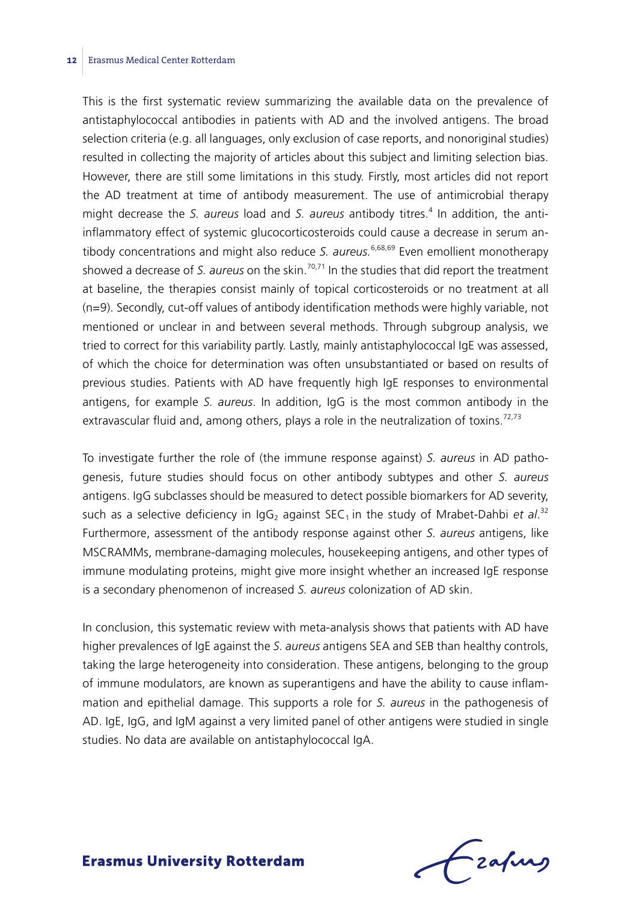This is the first systematic review summarizing the available data on the prevalence of antistaphylococcal antibodies in patients with AD and the involved antigens. The broad selection criteria (e.g. all languages, only exclusion of case reports, and nonoriginal studies) resulted in collecting the majority of articles about this subject and limiting selection bias. However, there are still some limitations in this study. Firstly, most articles did not report the AD treatment at time of antibody measurement. The use of antimicrobial therapy might decrease the *S. aureus* load and *S. aureus* antibody titres.[4] In addition, the anti-inflammatory effect of systemic glucocorticosteroids could cause a decrease in serum antibody concentrations and might also reduce *S. aureus*.[6,68,69] Even emollient monotherapy showed a decrease of *S. aureus* on the skin.[70,71] In the studies that did report the treatment at baseline, the therapies consist mainly of topical corticosteroids or no treatment at all (n=9). Secondly, cut-off values of antibody identification methods were highly variable, not mentioned or unclear in and between several methods. Through subgroup analysis, we tried to correct for this variability partly. Lastly, mainly antistaphylococcal IgE was assessed, of which the choice for determination was often unsubstantiated or based on results of previous studies. Patients with AD have frequently high IgE responses to environmental antigens, for example *S. aureus*. In addition, IgG is the most common antibody in the extravascular fluid and, among others, plays a role in the neutralization of toxins.[72,73]

To investigate further the role of (the immune response against) *S. aureus* in AD pathogenesis, future studies should focus on other antibody subtypes and other *S. aureus* antigens. IgG subclasses should be measured to detect possible biomarkers for AD severity, such as a selective deficiency in $IgG_2$ against $SEC_1$ in the study of Mrabet-Dahbi *et al*.[32] Furthermore, assessment of the antibody response against other *S. aureus* antigens, like MSCRAMMs, membrane-damaging molecules, housekeeping antigens, and other types of immune modulating proteins, might give more insight whether an increased IgE response is a secondary phenomenon of increased *S. aureus* colonization of AD skin.

In conclusion, this systematic review with meta-analysis shows that patients with AD have higher prevalences of IgE against the *S. aureus* antigens SEA and SEB than healthy controls, taking the large heterogeneity into consideration. These antigens, belonging to the group of immune modulators, are known as superantigens and have the ability to cause inflammation and epithelial damage. This supports a role for *S. aureus* in the pathogenesis of AD. IgE, IgG, and IgM against a very limited panel of other antigens were studied in single studies. No data are available on antistaphylococcal IgA.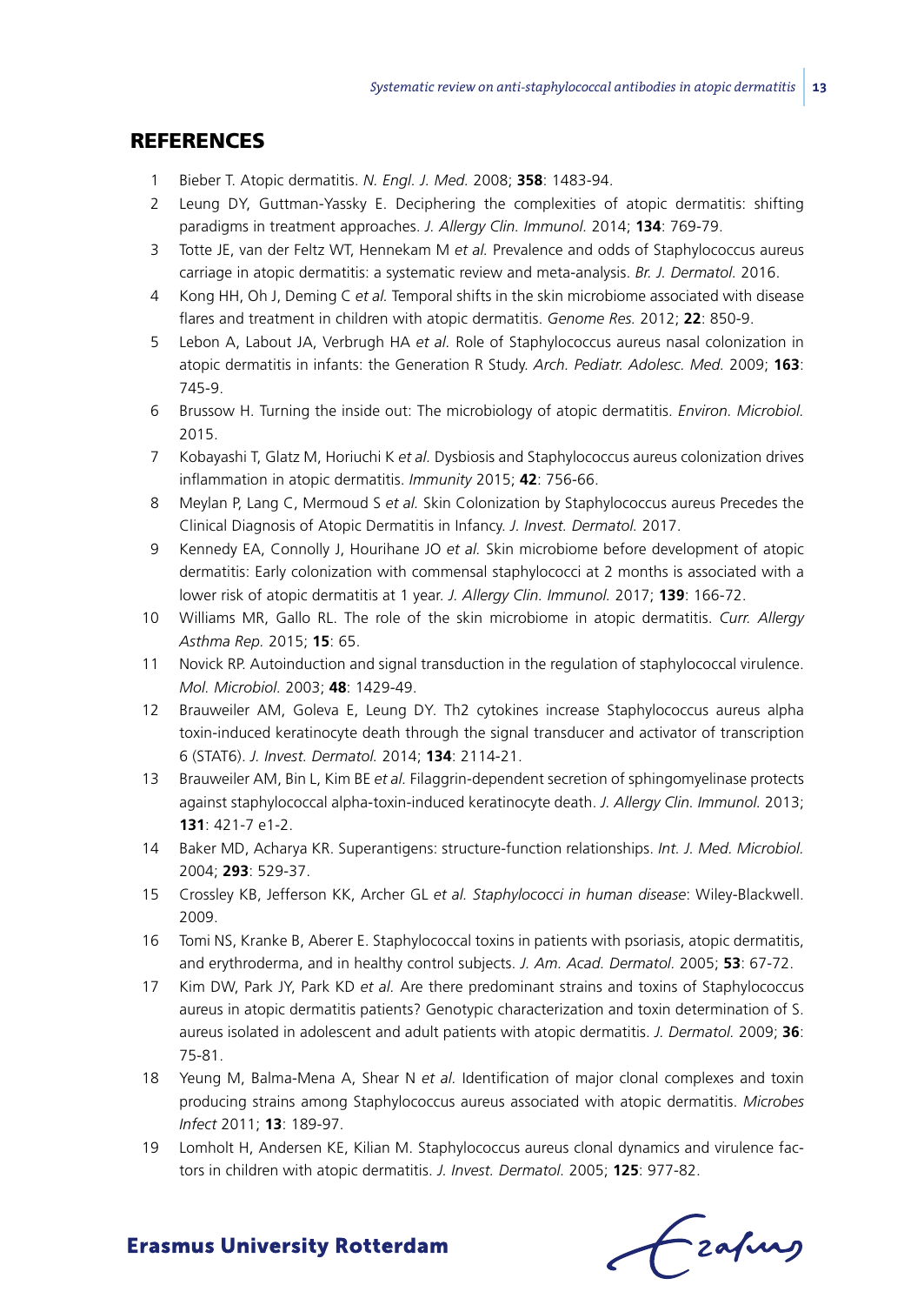## REFERENCES

1. Bieber T. Atopic dermatitis. *N. Engl. J. Med.* 2008; **358**: 1483-94.
2. Leung DY, Guttman-Yassky E. Deciphering the complexities of atopic dermatitis: shifting paradigms in treatment approaches. *J. Allergy Clin. Immunol.* 2014; **134**: 769-79.
3. Totte JE, van der Feltz WT, Hennekam M *et al.* Prevalence and odds of Staphylococcus aureus carriage in atopic dermatitis: a systematic review and meta-analysis. *Br. J. Dermatol.* 2016.
4. Kong HH, Oh J, Deming C *et al.* Temporal shifts in the skin microbiome associated with disease flares and treatment in children with atopic dermatitis. *Genome Res.* 2012; **22**: 850-9.
5. Lebon A, Labout JA, Verbrugh HA *et al.* Role of Staphylococcus aureus nasal colonization in atopic dermatitis in infants: the Generation R Study. *Arch. Pediatr. Adolesc. Med.* 2009; **163**: 745-9.
6. Brussow H. Turning the inside out: The microbiology of atopic dermatitis. *Environ. Microbiol.* 2015.
7. Kobayashi T, Glatz M, Horiuchi K *et al.* Dysbiosis and Staphylococcus aureus colonization drives inflammation in atopic dermatitis. *Immunity* 2015; **42**: 756-66.
8. Meylan P, Lang C, Mermoud S *et al.* Skin Colonization by Staphylococcus aureus Precedes the Clinical Diagnosis of Atopic Dermatitis in Infancy. *J. Invest. Dermatol.* 2017.
9. Kennedy EA, Connolly J, Hourihane JO *et al.* Skin microbiome before development of atopic dermatitis: Early colonization with commensal staphylococci at 2 months is associated with a lower risk of atopic dermatitis at 1 year. *J. Allergy Clin. Immunol.* 2017; **139**: 166-72.
10. Williams MR, Gallo RL. The role of the skin microbiome in atopic dermatitis. *Curr. Allergy Asthma Rep.* 2015; **15**: 65.
11. Novick RP. Autoinduction and signal transduction in the regulation of staphylococcal virulence. *Mol. Microbiol.* 2003; **48**: 1429-49.
12. Brauweiler AM, Goleva E, Leung DY. Th2 cytokines increase Staphylococcus aureus alpha toxin-induced keratinocyte death through the signal transducer and activator of transcription 6 (STAT6). *J. Invest. Dermatol.* 2014; **134**: 2114-21.
13. Brauweiler AM, Bin L, Kim BE *et al.* Filaggrin-dependent secretion of sphingomyelinase protects against staphylococcal alpha-toxin-induced keratinocyte death. *J. Allergy Clin. Immunol.* 2013; **131**: 421-7 e1-2.
14. Baker MD, Acharya KR. Superantigens: structure-function relationships. *Int. J. Med. Microbiol.* 2004; **293**: 529-37.
15. Crossley KB, Jefferson KK, Archer GL *et al. Staphylococci in human disease*: Wiley-Blackwell. 2009.
16. Tomi NS, Kranke B, Aberer E. Staphylococcal toxins in patients with psoriasis, atopic dermatitis, and erythroderma, and in healthy control subjects. *J. Am. Acad. Dermatol.* 2005; **53**: 67-72.
17. Kim DW, Park JY, Park KD *et al.* Are there predominant strains and toxins of Staphylococcus aureus in atopic dermatitis patients? Genotypic characterization and toxin determination of S. aureus isolated in adolescent and adult patients with atopic dermatitis. *J. Dermatol.* 2009; **36**: 75-81.
18. Yeung M, Balma-Mena A, Shear N *et al.* Identification of major clonal complexes and toxin producing strains among Staphylococcus aureus associated with atopic dermatitis. *Microbes Infect* 2011; **13**: 189-97.
19. Lomholt H, Andersen KE, Kilian M. Staphylococcus aureus clonal dynamics and virulence factors in children with atopic dermatitis. *J. Invest. Dermatol.* 2005; **125**: 977-82.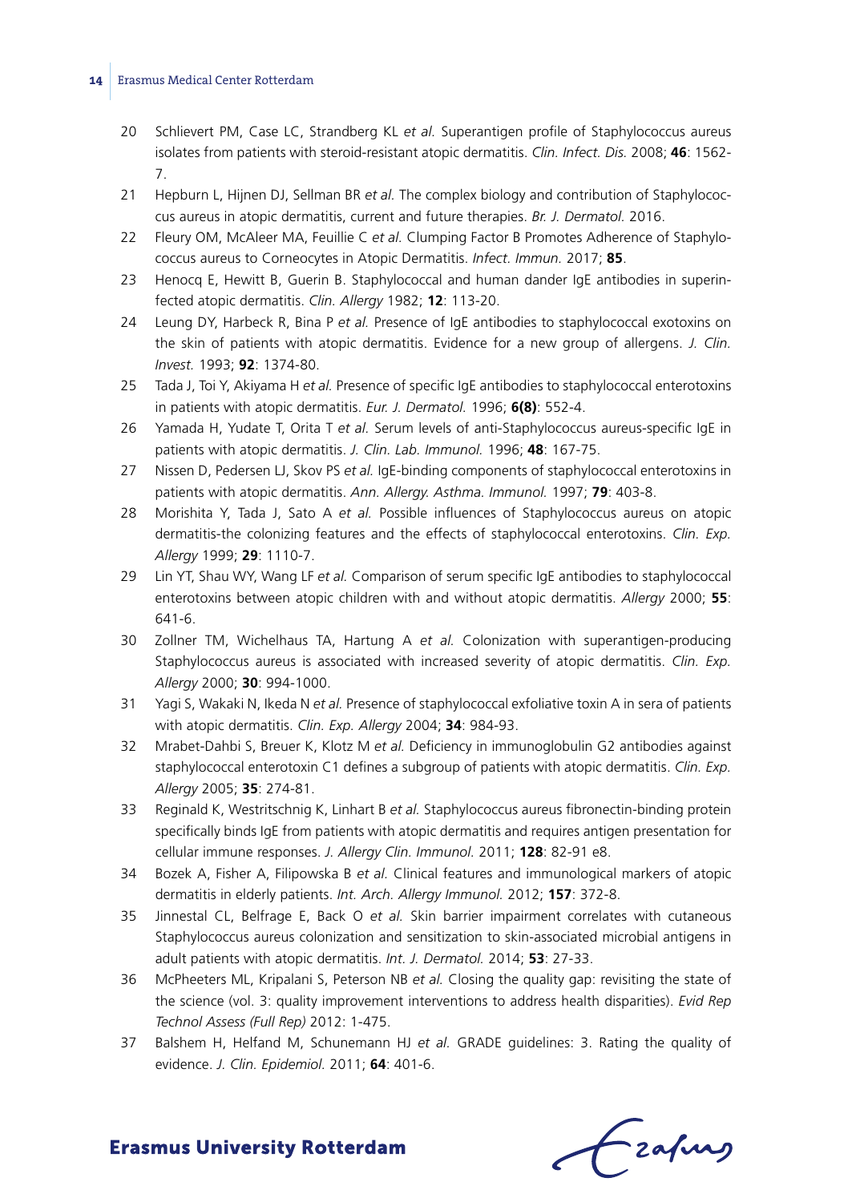20 Schlievert PM, Case LC, Strandberg KL *et al.* Superantigen profile of Staphylococcus aureus isolates from patients with steroid-resistant atopic dermatitis. *Clin. Infect. Dis.* 2008; **46**: 1562-7.

21 Hepburn L, Hijnen DJ, Sellman BR *et al.* The complex biology and contribution of Staphylococcus aureus in atopic dermatitis, current and future therapies. *Br. J. Dermatol.* 2016.

22 Fleury OM, McAleer MA, Feuillie C *et al.* Clumping Factor B Promotes Adherence of Staphylococcus aureus to Corneocytes in Atopic Dermatitis. *Infect. Immun.* 2017; **85**.

23 Henocq E, Hewitt B, Guerin B. Staphylococcal and human dander IgE antibodies in superinfected atopic dermatitis. *Clin. Allergy* 1982; **12**: 113-20.

24 Leung DY, Harbeck R, Bina P *et al.* Presence of IgE antibodies to staphylococcal exotoxins on the skin of patients with atopic dermatitis. Evidence for a new group of allergens. *J. Clin. Invest.* 1993; **92**: 1374-80.

25 Tada J, Toi Y, Akiyama H *et al.* Presence of specific IgE antibodies to staphylococcal enterotoxins in patients with atopic dermatitis. *Eur. J. Dermatol.* 1996; **6(8)**: 552-4.

26 Yamada H, Yudate T, Orita T *et al.* Serum levels of anti-Staphylococcus aureus-specific IgE in patients with atopic dermatitis. *J. Clin. Lab. Immunol.* 1996; **48**: 167-75.

27 Nissen D, Pedersen LJ, Skov PS *et al.* IgE-binding components of staphylococcal enterotoxins in patients with atopic dermatitis. *Ann. Allergy. Asthma. Immunol.* 1997; **79**: 403-8.

28 Morishita Y, Tada J, Sato A *et al.* Possible influences of Staphylococcus aureus on atopic dermatitis-the colonizing features and the effects of staphylococcal enterotoxins. *Clin. Exp. Allergy* 1999; **29**: 1110-7.

29 Lin YT, Shau WY, Wang LF *et al.* Comparison of serum specific IgE antibodies to staphylococcal enterotoxins between atopic children with and without atopic dermatitis. *Allergy* 2000; **55**: 641-6.

30 Zollner TM, Wichelhaus TA, Hartung A *et al.* Colonization with superantigen-producing Staphylococcus aureus is associated with increased severity of atopic dermatitis. *Clin. Exp. Allergy* 2000; **30**: 994-1000.

31 Yagi S, Wakaki N, Ikeda N *et al.* Presence of staphylococcal exfoliative toxin A in sera of patients with atopic dermatitis. *Clin. Exp. Allergy* 2004; **34**: 984-93.

32 Mrabet-Dahbi S, Breuer K, Klotz M *et al.* Deficiency in immunoglobulin G2 antibodies against staphylococcal enterotoxin C1 defines a subgroup of patients with atopic dermatitis. *Clin. Exp. Allergy* 2005; **35**: 274-81.

33 Reginald K, Westritschnig K, Linhart B *et al.* Staphylococcus aureus fibronectin-binding protein specifically binds IgE from patients with atopic dermatitis and requires antigen presentation for cellular immune responses. *J. Allergy Clin. Immunol.* 2011; **128**: 82-91 e8.

34 Bozek A, Fisher A, Filipowska B *et al.* Clinical features and immunological markers of atopic dermatitis in elderly patients. *Int. Arch. Allergy Immunol.* 2012; **157**: 372-8.

35 Jinnestal CL, Belfrage E, Back O *et al.* Skin barrier impairment correlates with cutaneous Staphylococcus aureus colonization and sensitization to skin-associated microbial antigens in adult patients with atopic dermatitis. *Int. J. Dermatol.* 2014; **53**: 27-33.

36 McPheeters ML, Kripalani S, Peterson NB *et al.* Closing the quality gap: revisiting the state of the science (vol. 3: quality improvement interventions to address health disparities). *Evid Rep Technol Assess (Full Rep)* 2012: 1-475.

37 Balshem H, Helfand M, Schunemann HJ *et al.* GRADE guidelines: 3. Rating the quality of evidence. *J. Clin. Epidemiol.* 2011; **64**: 401-6.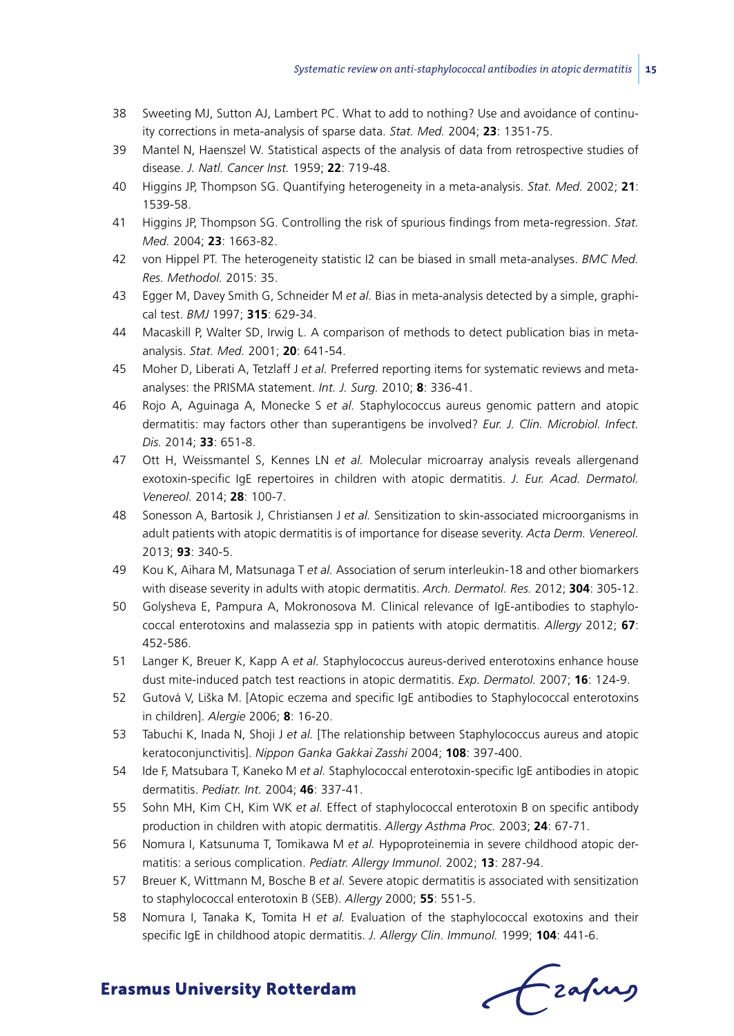38 Sweeting MJ, Sutton AJ, Lambert PC. What to add to nothing? Use and avoidance of continuity corrections in meta-analysis of sparse data. *Stat. Med.* 2004; **23**: 1351-75.

39 Mantel N, Haenszel W. Statistical aspects of the analysis of data from retrospective studies of disease. *J. Natl. Cancer Inst.* 1959; **22**: 719-48.

40 Higgins JP, Thompson SG. Quantifying heterogeneity in a meta-analysis. *Stat. Med.* 2002; **21**: 1539-58.

41 Higgins JP, Thompson SG. Controlling the risk of spurious findings from meta-regression. *Stat. Med.* 2004; **23**: 1663-82.

42 von Hippel PT. The heterogeneity statistic I2 can be biased in small meta-analyses. *BMC Med. Res. Methodol.* 2015: 35.

43 Egger M, Davey Smith G, Schneider M *et al.* Bias in meta-analysis detected by a simple, graphical test. *BMJ* 1997; **315**: 629-34.

44 Macaskill P, Walter SD, Irwig L. A comparison of methods to detect publication bias in meta-analysis. *Stat. Med.* 2001; **20**: 641-54.

45 Moher D, Liberati A, Tetzlaff J *et al.* Preferred reporting items for systematic reviews and meta-analyses: the PRISMA statement. *Int. J. Surg.* 2010; **8**: 336-41.

46 Rojo A, Aguinaga A, Monecke S *et al.* Staphylococcus aureus genomic pattern and atopic dermatitis: may factors other than superantigens be involved? *Eur. J. Clin. Microbiol. Infect. Dis.* 2014; **33**: 651-8.

47 Ott H, Weissmantel S, Kennes LN *et al.* Molecular microarray analysis reveals allergenand exotoxin-specific IgE repertoires in children with atopic dermatitis. *J. Eur. Acad. Dermatol. Venereol.* 2014; **28**: 100-7.

48 Sonesson A, Bartosik J, Christiansen J *et al.* Sensitization to skin-associated microorganisms in adult patients with atopic dermatitis is of importance for disease severity. *Acta Derm. Venereol.* 2013; **93**: 340-5.

49 Kou K, Aihara M, Matsunaga T *et al.* Association of serum interleukin-18 and other biomarkers with disease severity in adults with atopic dermatitis. *Arch. Dermatol. Res.* 2012; **304**: 305-12.

50 Golysheva E, Pampura A, Mokronosova M. Clinical relevance of IgE-antibodies to staphylococcal enterotoxins and malassezia spp in patients with atopic dermatitis. *Allergy* 2012; **67**: 452-586.

51 Langer K, Breuer K, Kapp A *et al.* Staphylococcus aureus-derived enterotoxins enhance house dust mite-induced patch test reactions in atopic dermatitis. *Exp. Dermatol.* 2007; **16**: 124-9.

52 Gutová V, Liška M. [Atopic eczema and specific IgE antibodies to Staphylococcal enterotoxins in children]. *Alergie* 2006; **8**: 16-20.

53 Tabuchi K, Inada N, Shoji J *et al.* [The relationship between Staphylococcus aureus and atopic keratoconjunctivitis]. *Nippon Ganka Gakkai Zasshi* 2004; **108**: 397-400.

54 Ide F, Matsubara T, Kaneko M *et al.* Staphylococcal enterotoxin-specific IgE antibodies in atopic dermatitis. *Pediatr. Int.* 2004; **46**: 337-41.

55 Sohn MH, Kim CH, Kim WK *et al.* Effect of staphylococcal enterotoxin B on specific antibody production in children with atopic dermatitis. *Allergy Asthma Proc.* 2003; **24**: 67-71.

56 Nomura I, Katsunuma T, Tomikawa M *et al.* Hypoproteinemia in severe childhood atopic dermatitis: a serious complication. *Pediatr. Allergy Immunol.* 2002; **13**: 287-94.

57 Breuer K, Wittmann M, Bosche B *et al.* Severe atopic dermatitis is associated with sensitization to staphylococcal enterotoxin B (SEB). *Allergy* 2000; **55**: 551-5.

58 Nomura I, Tanaka K, Tomita H *et al.* Evaluation of the staphylococcal exotoxins and their specific IgE in childhood atopic dermatitis. *J. Allergy Clin. Immunol.* 1999; **104**: 441-6.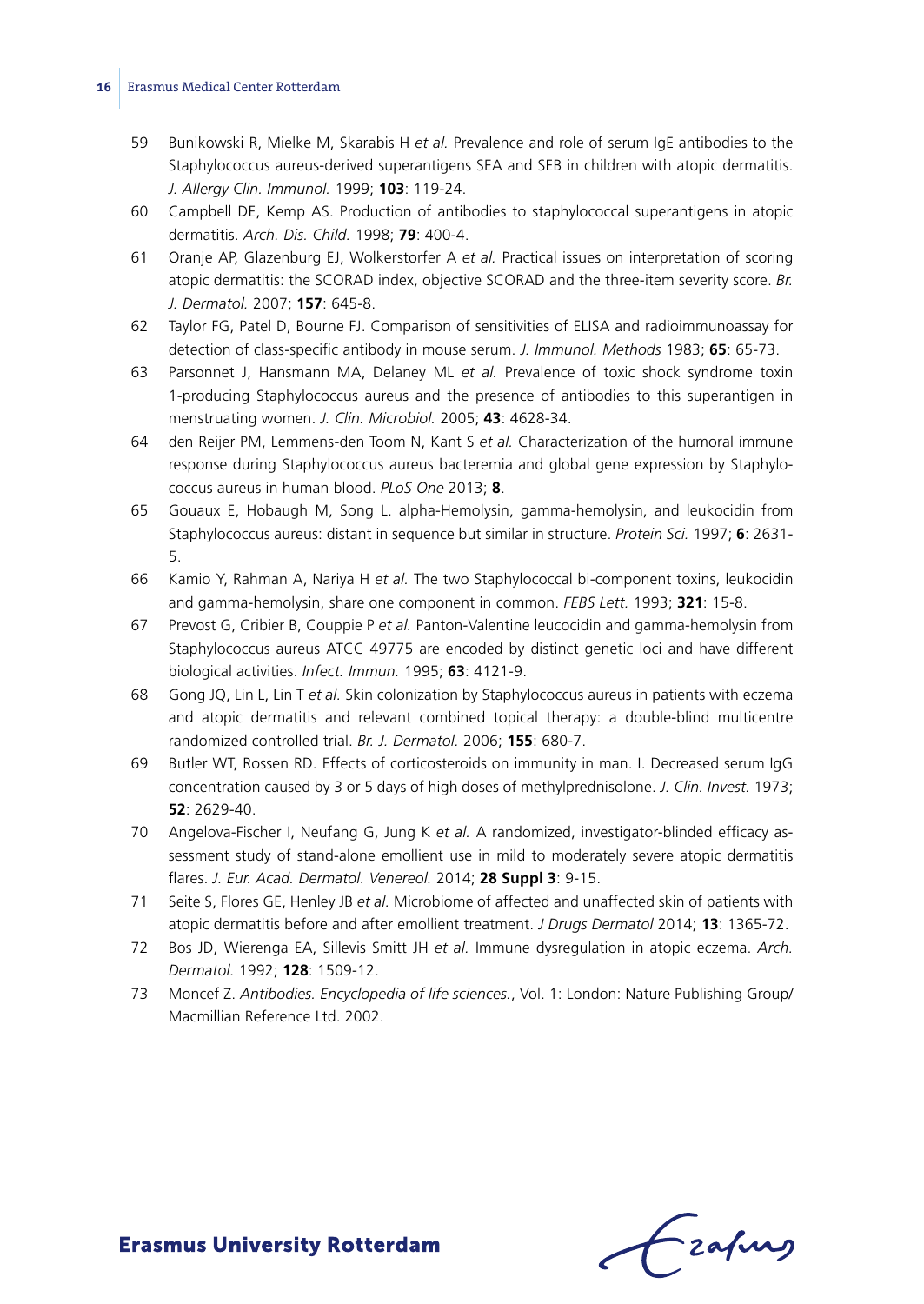59 Bunikowski R, Mielke M, Skarabis H *et al.* Prevalence and role of serum IgE antibodies to the Staphylococcus aureus-derived superantigens SEA and SEB in children with atopic dermatitis. *J. Allergy Clin. Immunol.* 1999; **103**: 119-24.

60 Campbell DE, Kemp AS. Production of antibodies to staphylococcal superantigens in atopic dermatitis. *Arch. Dis. Child.* 1998; **79**: 400-4.

61 Oranje AP, Glazenburg EJ, Wolkerstorfer A *et al.* Practical issues on interpretation of scoring atopic dermatitis: the SCORAD index, objective SCORAD and the three-item severity score. *Br. J. Dermatol.* 2007; **157**: 645-8.

62 Taylor FG, Patel D, Bourne FJ. Comparison of sensitivities of ELISA and radioimmunoassay for detection of class-specific antibody in mouse serum. *J. Immunol. Methods* 1983; **65**: 65-73.

63 Parsonnet J, Hansmann MA, Delaney ML *et al.* Prevalence of toxic shock syndrome toxin 1-producing Staphylococcus aureus and the presence of antibodies to this superantigen in menstruating women. *J. Clin. Microbiol.* 2005; **43**: 4628-34.

64 den Reijer PM, Lemmens-den Toom N, Kant S *et al.* Characterization of the humoral immune response during Staphylococcus aureus bacteremia and global gene expression by Staphylococcus aureus in human blood. *PLoS One* 2013; **8**.

65 Gouaux E, Hobaugh M, Song L. alpha-Hemolysin, gamma-hemolysin, and leukocidin from Staphylococcus aureus: distant in sequence but similar in structure. *Protein Sci.* 1997; **6**: 2631-5.

66 Kamio Y, Rahman A, Nariya H *et al.* The two Staphylococcal bi-component toxins, leukocidin and gamma-hemolysin, share one component in common. *FEBS Lett.* 1993; **321**: 15-8.

67 Prevost G, Cribier B, Couppie P *et al.* Panton-Valentine leucocidin and gamma-hemolysin from Staphylococcus aureus ATCC 49775 are encoded by distinct genetic loci and have different biological activities. *Infect. Immun.* 1995; **63**: 4121-9.

68 Gong JQ, Lin L, Lin T *et al.* Skin colonization by Staphylococcus aureus in patients with eczema and atopic dermatitis and relevant combined topical therapy: a double-blind multicentre randomized controlled trial. *Br. J. Dermatol.* 2006; **155**: 680-7.

69 Butler WT, Rossen RD. Effects of corticosteroids on immunity in man. I. Decreased serum IgG concentration caused by 3 or 5 days of high doses of methylprednisolone. *J. Clin. Invest.* 1973; **52**: 2629-40.

70 Angelova-Fischer I, Neufang G, Jung K *et al.* A randomized, investigator-blinded efficacy assessment study of stand-alone emollient use in mild to moderately severe atopic dermatitis flares. *J. Eur. Acad. Dermatol. Venereol.* 2014; **28 Suppl 3**: 9-15.

71 Seite S, Flores GE, Henley JB *et al.* Microbiome of affected and unaffected skin of patients with atopic dermatitis before and after emollient treatment. *J Drugs Dermatol* 2014; **13**: 1365-72.

72 Bos JD, Wierenga EA, Sillevis Smitt JH *et al.* Immune dysregulation in atopic eczema. *Arch. Dermatol.* 1992; **128**: 1509-12.

73 Moncef Z. *Antibodies. Encyclopedia of life sciences.*, Vol. 1: London: Nature Publishing Group/ Macmillian Reference Ltd. 2002.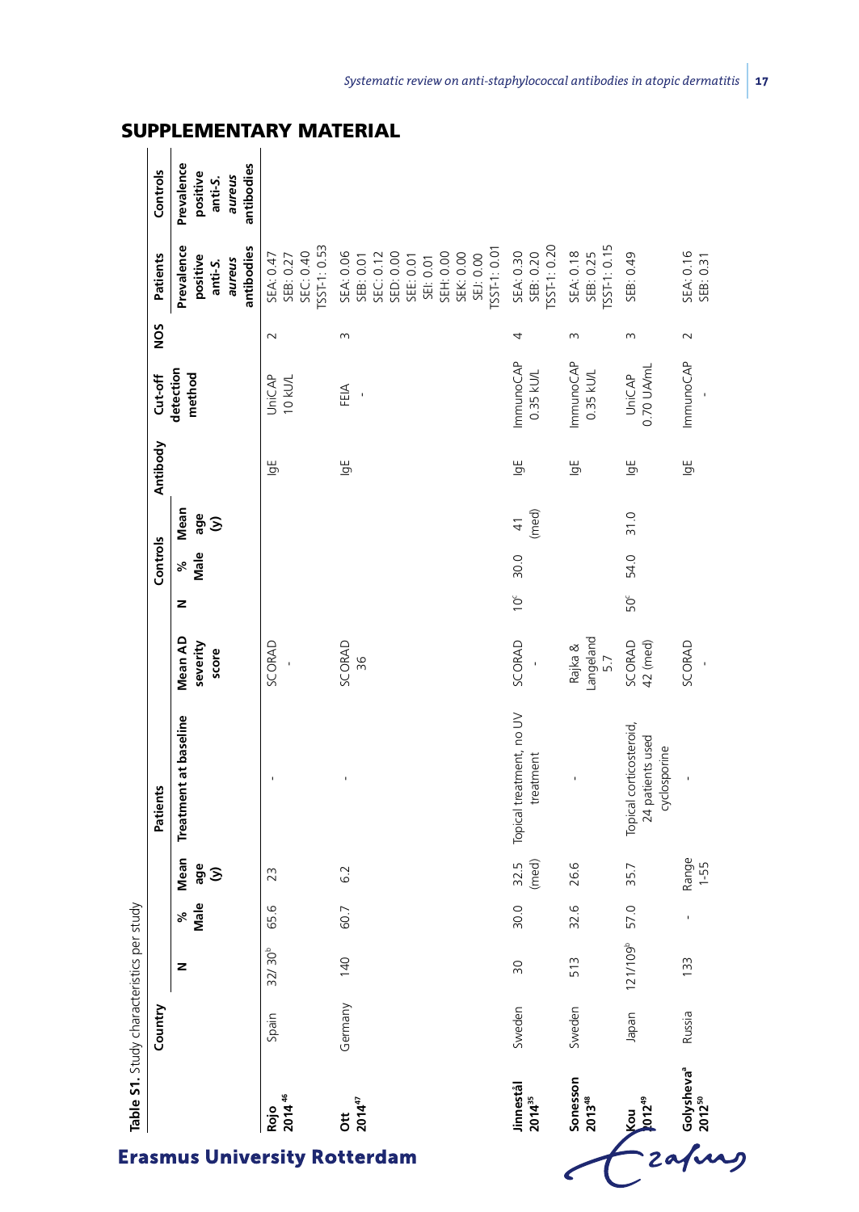## SUPPLEMENTARY MATERIAL

**Table S1.** Study characteristics per study

| | Country | Patients | | | | | Controls | | | Antibody | Cut-off detection method | NOS | Patients | Controls |
|---|---|---|---|---|---|---|---|---|---|---|---|---|---|---|
| | | N | % Male | Mean age (y) | Treatment at baseline | Mean AD severity score | N | % Male | Mean age (y) | | | | Prevalence positive anti-S. aureus antibodies | Prevalence positive anti-S. aureus antibodies |
| **Rojo 2014**[46] | Spain | 32/30[b] | 65.6 | 23 | - | SCORAD - | | | | IgE | UniCAP 10 kU/L | 2 | SEA: 0.47 SEB: 0.27 SEC: 0.40 TSST-1: 0.53 | |
| **Ott 2014**[47] | Germany | 140 | 60.7 | 6.2 | - | SCORAD 36 | | | | IgE | FEIA - | 3 | SEA: 0.06 SEB: 0.01 SEC: 0.12 SED: 0.00 SEE: 0.01 SEI: 0.01 SEH: 0.00 SEK: 0.00 SEJ: 0.00 TSST-1: 0.01 | |
| **Jinnestål 2014**[35] | Sweden | 30 | 30.0 | 32.5 (med) | Topical treatment, no UV treatment | SCORAD - | 10[c] | 30.0 | 41 (med) | IgE | ImmunoCAP 0.35 kU/L | 4 | SEA: 0.30 SEB: 0.20 TSST-1: 0.20 | |
| **Sonesson 2013**[48] | Sweden | 513 | 32.6 | 26.6 | - | Rajka & Langeland 5.7 | | | | IgE | ImmunoCAP 0.35 kU/L | 3 | SEA: 0.18 SEB: 0.25 TSST-1: 0.15 | |
| **Kou 2012**[49] | Japan | 121/109[b] | 57.0 | 35.7 | Topical corticosteroid, 24 patients used cyclosporine | SCORAD 42 (med) | 50[c] | 54.0 | 31.0 | IgE | UniCAP 0.70 UA/mL | 3 | SEB: 0.49 | |
| **Golysheva[a] 2012**[50] | Russia | 133 | - | Range 1-55 | - | SCORAD - | | | | IgE | ImmunoCAP - | 2 | SEA: 0.16 SEB: 0.31 | |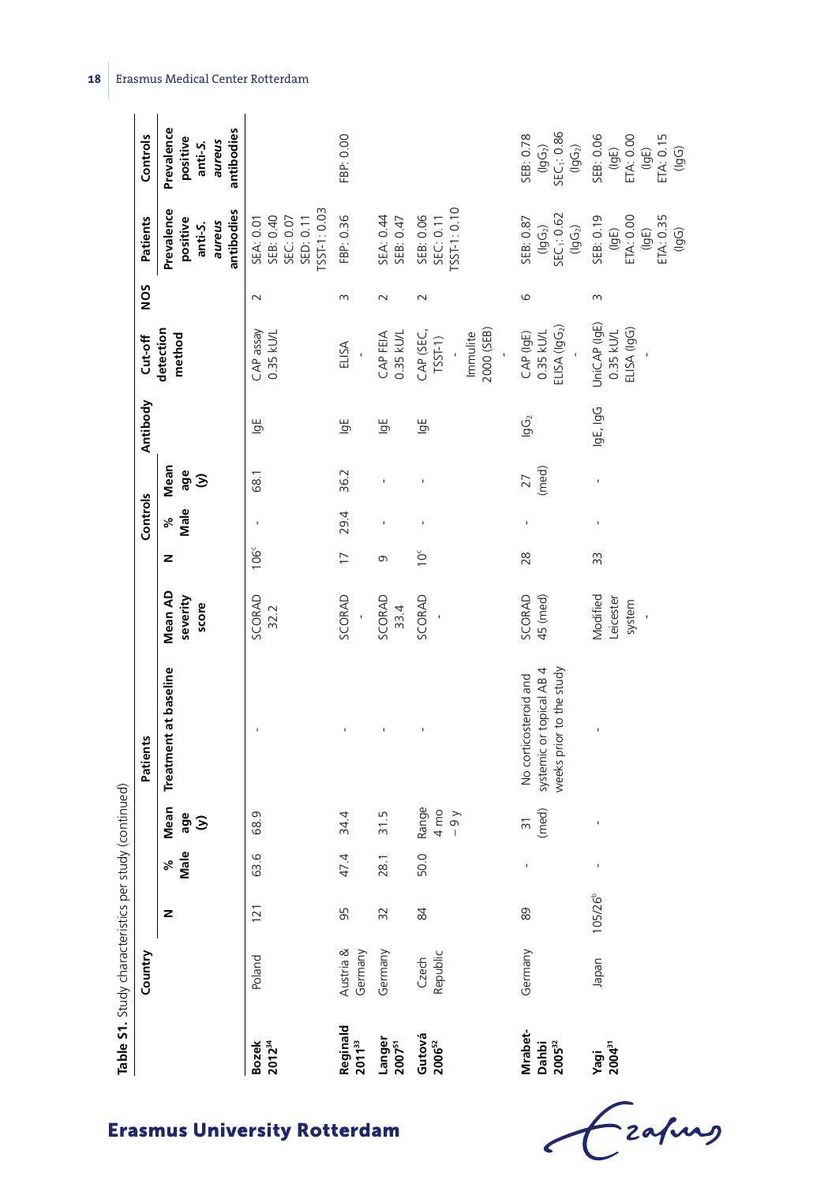**Table S1.** Study characteristics per study (continued)

| | Country | Patients | | | | | Controls | | | Antibody | Cut-off detection method | NOS | Patients | Controls |
|---|---|---|---|---|---|---|---|---|---|---|---|---|---|---|
| | | N | % Male | Mean age (y) | Treatment at baseline | Mean AD severity score | N | % Male | Mean age (y) | | | | Prevalence positive anti-*S. aureus* antibodies | Prevalence positive anti-*S. aureus* antibodies |
| **Bozek 2012**[34] | Poland | 121 | 63.6 | 68.9 | - | SCORAD 32.2 | 106[c] | - | 68.1 | IgE | CAP assay 0.35 kU/L | 2 | SEA: 0.01 SEB: 0.40 SEC: 0.07 SED: 0.11 TSST-1: 0.03 | |
| **Reginald 2011**[33] | Austria & Germany | 95 | 47.4 | 34.4 | - | SCORAD - | 17 | 29.4 | 36.2 | IgE | ELISA - | 3 | FBP: 0.36 | FBP: 0.00 |
| **Langer 2007**[51] | Germany | 32 | 28.1 | 31.5 | - | SCORAD 33.4 | 9 | - | - | IgE | CAP FEIA 0.35 kU/L | 2 | SEA: 0.44 SEB: 0.47 | |
| **Gutová 2006**[52] | Czech Republic | 84 | 50.0 | Range 4 mo – 9 y | - | SCORAD - | 10[c] | - | - | IgE | CAP (SEC, TSST-1) - Immulite 2000 (SEB) - | 2 | SEB: 0.06 SEC: 0.11 TSST-1: 0.10 | |
| **Mrabet-Dahbi 2005**[32] | Germany | 89 | - | 31 (med) | No corticosteroid and systemic or topical AB 4 weeks prior to the study | SCORAD 45 (med) | 28 | - | 27 (med) | $IgG_2$ | CAP (IgE) 0.35 kU/L ELISA ($IgG_2$) - | 6 | SEB: 0.87 ($IgG_2$) $SEC_1$: 0.62 ($IgG_2$) | SEB: 0.78 ($IgG_2$) $SEC_1$: 0.86 ($IgG_2$) |
| **Yagi 2004**[31] | Japan | 105/26[b] | - | - | - | Modified Leicester system - | 33 | - | - | IgE, IgG | UniCAP (IgE) 0.35 kU/L ELISA (IgG) - | 3 | SEB: 0.19 (IgE) ETA: 0.00 (IgE) ETA: 0.35 (IgG) | SEB: 0.06 (IgE) ETA: 0.00 (IgE) ETA: 0.15 (IgG) |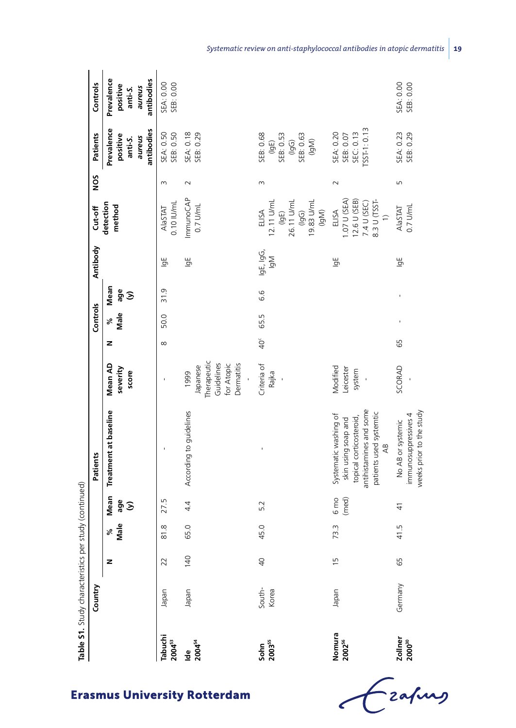**Table S1.** Study characteristics per study (continued)

| | Country | Patients | | | | | Controls | | | Antibody | Cut-off detection method | NOS | Patients | Controls |
|---|---|---|---|---|---|---|---|---|---|---|---|---|---|---|
| | | N | % Male | Mean age (y) | Treatment at baseline | Mean AD severity score | N | % Male | Mean age (y) | | | | Prevalence positive anti-*S. aureus* antibodies | Prevalence positive anti-*S. aureus* antibodies |
| **Tabuchi 2004**[53] | Japan | 22 | 81.8 | 27.5 | - | - | 8 | 50.0 | 31.9 | IgE | AlaSTAT 0.10 IU/mL | 3 | SEA: 0.50 SEB: 0.50 | SEA: 0.00 SEB: 0.00 |
| **Ide 2004**[54] | Japan | 140 | 65.0 | 4.4 | According to guidelines | 1999 Japanese Therapeutic Guidelines for Atopic Dermatitis - | | | | IgE | ImmunoCAP 0.7 U/mL | 2 | SEA: 0.18 SEB: 0.29 | |
| **Sohn 2003**[55] | South-Korea | 40 | 45.0 | 5.2 | - | Criteria of Rajka - | 40[c] | 65.5 | 6.6 | IgE, IgG, IgM | ELISA 12.11 U/mL (IgE) 26.11 U/mL (IgG) 19.83 U/mL (IgM) | 3 | SEB: 0.68 (IgE) SEB: 0.53 (IgG) SEB: 0.63 (IgM) | |
| **Nomura 2002**[56] | Japan | 15 | 73.3 | 6 mo (med) | Systematic washing of skin using soap and topical corticosteroid, antihistamines and some patients used systemic AB | Modified Leicester system - | | | | IgE | ELISA 1.07 U (SEA) 12.6 U (SEB) 7.4 U (SEC) 8.3 U (TSST-1) | 2 | SEA: 0.20 SEB: 0.07 SEC: 0.13 TSST-1: 0.13 | |
| **Zollner 2000**[30] | Germany | 65 | 41.5 | 41 | No AB or systemic immunosuppressives 4 weeks prior to the study | SCORAD - | 65 | - | - | IgE | AlaSTAT 0.7 U/mL | 5 | SEA: 0.23 SEB: 0.29 | SEA: 0.00 SEB: 0.00 |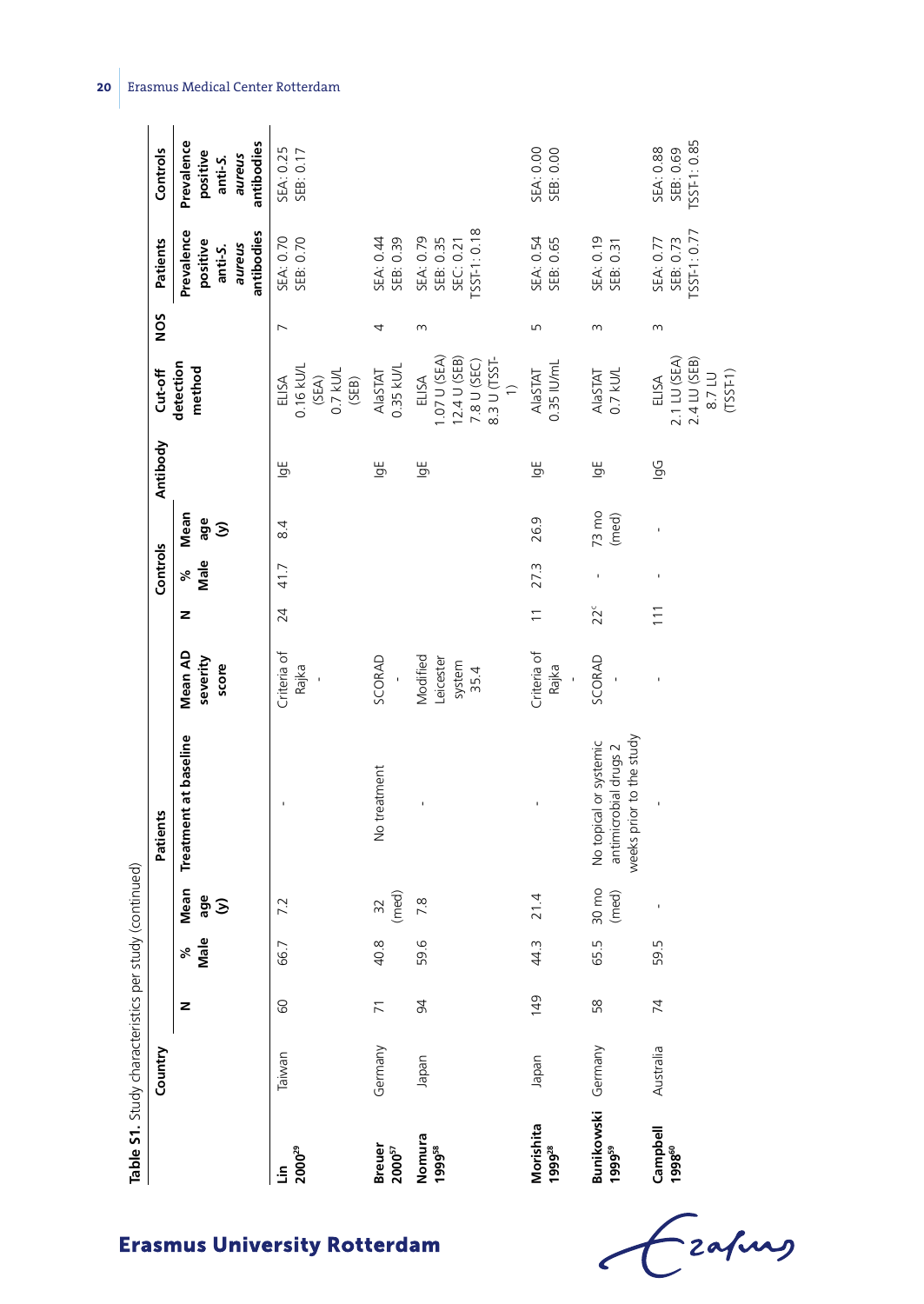**Table S1.** Study characteristics per study (continued)

| | Country | Patients | | | | | Controls | | | Antibody | Cut-off detection method | NOS | Patients | Controls |
|---|---|---|---|---|---|---|---|---|---|---|---|---|---|---|
| | | N | % Male | Mean age (y) | Treatment at baseline | Mean AD severity score | N | % Male | Mean age (y) | | | | Prevalence positive anti-*S. aureus* antibodies | Prevalence positive anti-*S. aureus* antibodies |
| **Lin 2000**[29] | Taiwan | 60 | 66.7 | 7.2 | - | Criteria of Rajka - | 24 | 41.7 | 8.4 | IgE | ELISA 0.16 kU/L (SEA) 0.7 kU/L (SEB) | 7 | SEA: 0.70 SEB: 0.70 | SEA: 0.25 SEB: 0.17 |
| **Breuer 2000**[57] | Germany | 71 | 40.8 | 32 (med) | No treatment | SCORAD - | | | | IgE | AlaSTAT 0.35 kU/L | 4 | SEA: 0.44 SEB: 0.39 | |
| **Nomura 1999**[58] | Japan | 94 | 59.6 | 7.8 | - | Modified Leicester system 35.4 | | | | IgE | ELISA 1.07 U (SEA) 12.4 U (SEB) 7.8 U (SEC) 8.3 U (TSST-1) | 3 | SEA: 0.79 SEB: 0.35 SEC: 0.21 TSST-1: 0.18 | |
| **Morishita 1999**[28] | Japan | 149 | 44.3 | 21.4 | - | Criteria of Rajka - | 11 | 27.3 | 26.9 | IgE | AlaSTAT 0.35 IU/mL | 5 | SEA: 0.54 SEB: 0.65 | SEA: 0.00 SEB: 0.00 |
| **Bunikowski 1999**[59] | Germany | 58 | 65.5 | 30 mo (med) | No topical or systemic antimicrobial drugs 2 weeks prior to the study | SCORAD - | 22[c] | - | 73 mo (med) | IgE | AlaSTAT 0.7 kU/L | 3 | SEA: 0.19 SEB: 0.31 | |
| **Campbell 1998**[60] | Australia | 74 | 59.5 | - | - | - | 111 | - | - | IgG | ELISA 2.1 LU (SEA) 2.4 LU (SEB) 8.7 LU (TSST-1) | 3 | SEA: 0.77 SEB: 0.73 TSST-1: 0.77 | SEA: 0.88 SEB: 0.69 TSST-1: 0.85 |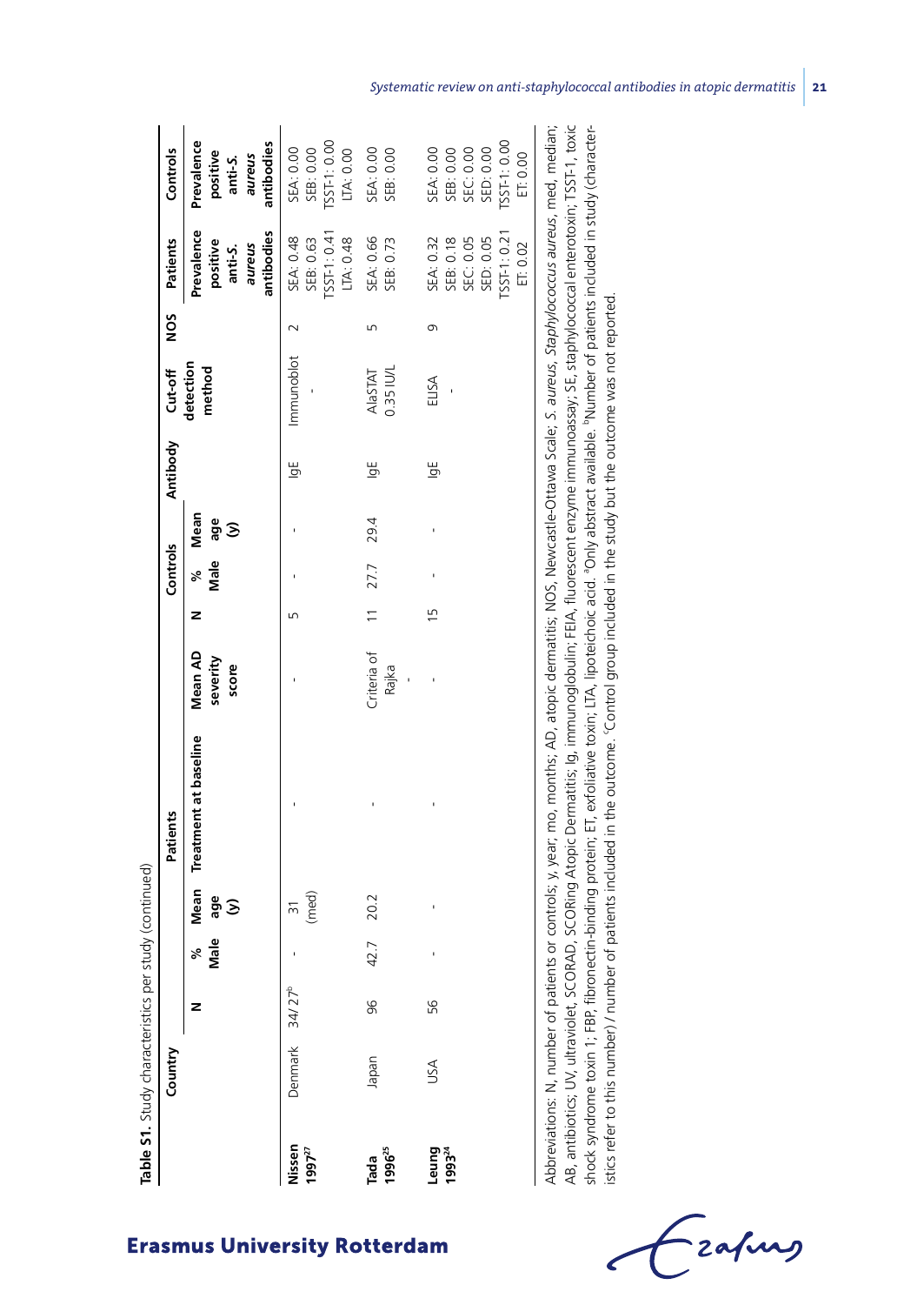**Table S1.** Study characteristics per study (continued)

| | Country | Patients | | | | | Controls | | | Antibody | Cut-off detection method | NOS | Patients | Controls |
|---|---|---|---|---|---|---|---|---|---|---|---|---|---|---|
| | | N | % Male | Mean age (y) | Treatment at baseline | Mean AD severity score | N | % Male | Mean age (y) | | | | Prevalence positive anti-*S. aureus* antibodies | Prevalence positive anti-*S. aureus* antibodies |
| **Nissen 1997**[27] | Denmark | 34/27[b] | - | 31 (med) | - | - | 5 | - | - | IgE | Immunoblot - | 2 | SEA: 0.48 SEB: 0.63 TSST-1: 0.41 LTA: 0.48 | SEA: 0.00 SEB: 0.00 TSST-1: 0.00 LTA: 0.00 |
| **Tada 1996**[25] | Japan | 96 | 42.7 | 20.2 | - | Criteria of Rajka - | 11 | 27.7 | 29.4 | IgE | AlaSTAT 0.35 IU/L | 5 | SEA: 0.66 SEB: 0.73 | SEA: 0.00 SEB: 0.00 |
| **Leung 1993**[24] | USA | 56 | - | - | - | - | 15 | - | - | IgE | ELISA - | 9 | SEA: 0.32 SEB: 0.18 SEC: 0.05 SED: 0.05 TSST-1: 0.21 ET: 0.02 | SEA: 0.00 SEB: 0.00 SEC: 0.00 SED: 0.00 TSST-1: 0.00 ET: 0.00 |

Abbreviations: N, number of patients or controls; y, year; mo, months; AD, atopic dermatitis; NOS, Newcastle-Ottawa Scale; *S. aureus*, *Staphylococcus aureus*, med, median; AB, antibiotics; UV, ultraviolet, SCORAD, SCORing Atopic Dermatitis; Ig, immunoglobulin; FEIA, fluorescent enzyme immunoassay; SE, staphylococcal enterotoxin; TSST-1, toxic shock syndrome toxin 1; FBP, fibronectin-binding protein; ET, exfoliative toxin; LTA, lipoteichoic acid. [a]Only abstract available. [b]Number of patients included in study (characteristics refer to this number) / number of patients included in the outcome. [c]Control group included in the study but the outcome was not reported.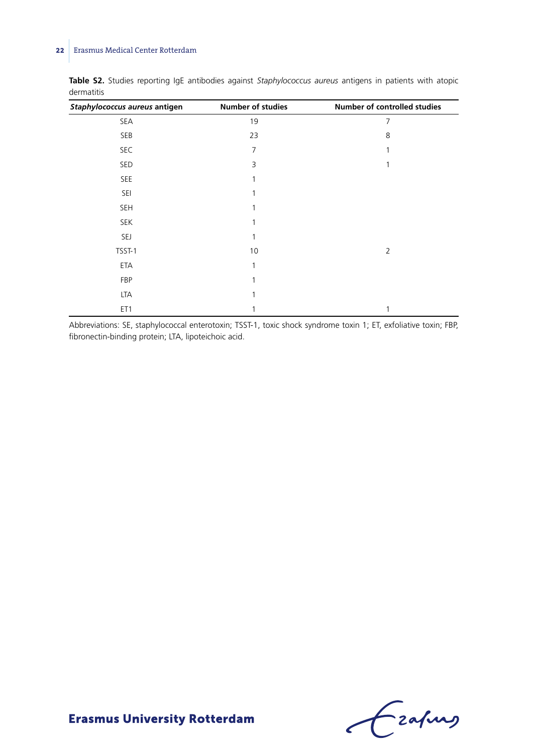**Table S2.** Studies reporting IgE antibodies against *Staphylococcus aureus* antigens in patients with atopic dermatitis

| *Staphylococcus aureus* antigen | Number of studies | Number of controlled studies |
|---|---|---|
| SEA | 19 | 7 |
| SEB | 23 | 8 |
| SEC | 7 | 1 |
| SED | 3 | 1 |
| SEE | 1 | |
| SEI | 1 | |
| SEH | 1 | |
| SEK | 1 | |
| SEJ | 1 | |
| TSST-1 | 10 | 2 |
| ETA | 1 | |
| FBP | 1 | |
| LTA | 1 | |
| ET1 | 1 | 1 |

Abbreviations: SE, staphylococcal enterotoxin; TSST-1, toxic shock syndrome toxin 1; ET, exfoliative toxin; FBP, fibronectin-binding protein; LTA, lipoteichoic acid.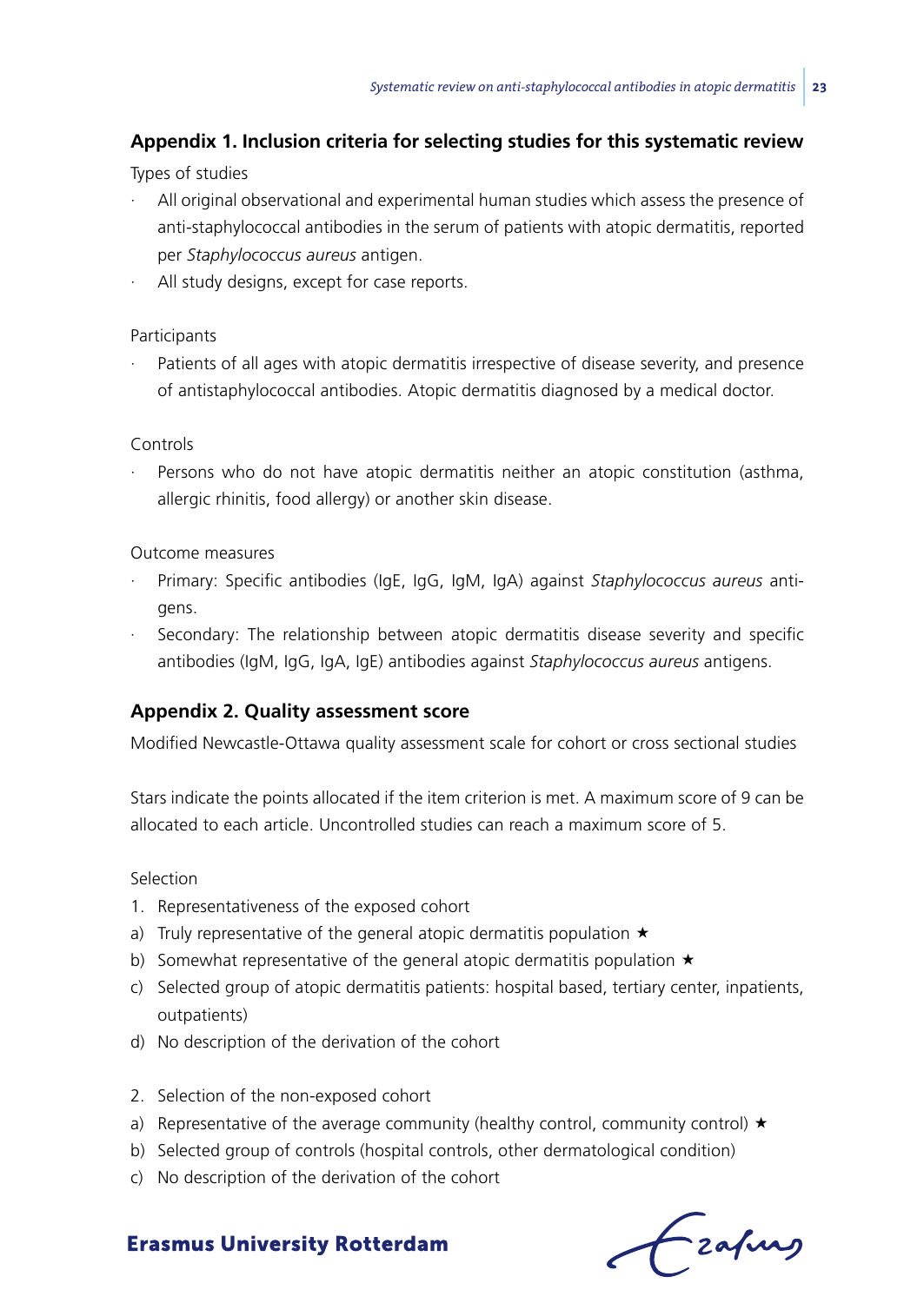## Appendix 1. Inclusion criteria for selecting studies for this systematic review

Types of studies

- All original observational and experimental human studies which assess the presence of anti-staphylococcal antibodies in the serum of patients with atopic dermatitis, reported per *Staphylococcus aureus* antigen.
- All study designs, except for case reports.

Participants

- Patients of all ages with atopic dermatitis irrespective of disease severity, and presence of antistaphylococcal antibodies. Atopic dermatitis diagnosed by a medical doctor.

Controls

- Persons who do not have atopic dermatitis neither an atopic constitution (asthma, allergic rhinitis, food allergy) or another skin disease.

Outcome measures

- Primary: Specific antibodies (IgE, IgG, IgM, IgA) against *Staphylococcus aureus* antigens.
- Secondary: The relationship between atopic dermatitis disease severity and specific antibodies (IgM, IgG, IgA, IgE) antibodies against *Staphylococcus aureus* antigens.

## Appendix 2. Quality assessment score

Modified Newcastle-Ottawa quality assessment scale for cohort or cross sectional studies

Stars indicate the points allocated if the item criterion is met. A maximum score of 9 can be allocated to each article. Uncontrolled studies can reach a maximum score of 5.

Selection

1. Representativeness of the exposed cohort

a) Truly representative of the general atopic dermatitis population ★
b) Somewhat representative of the general atopic dermatitis population ★
c) Selected group of atopic dermatitis patients: hospital based, tertiary center, inpatients, outpatients)
d) No description of the derivation of the cohort

2. Selection of the non-exposed cohort

a) Representative of the average community (healthy control, community control) ★
b) Selected group of controls (hospital controls, other dermatological condition)
c) No description of the derivation of the cohort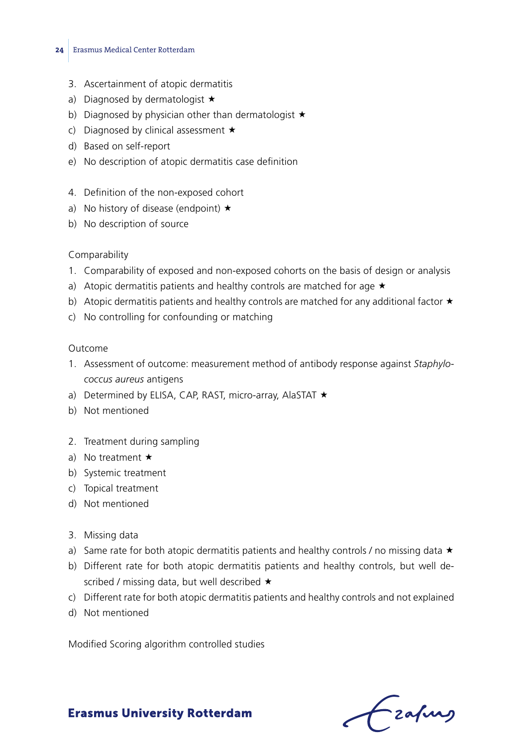3. Ascertainment of atopic dermatitis
a) Diagnosed by dermatologist ★
b) Diagnosed by physician other than dermatologist ★
c) Diagnosed by clinical assessment ★
d) Based on self-report
e) No description of atopic dermatitis case definition

4. Definition of the non-exposed cohort
a) No history of disease (endpoint) ★
b) No description of source

Comparability

1. Comparability of exposed and non-exposed cohorts on the basis of design or analysis
a) Atopic dermatitis patients and healthy controls are matched for age ★
b) Atopic dermatitis patients and healthy controls are matched for any additional factor ★
c) No controlling for confounding or matching

Outcome

1. Assessment of outcome: measurement method of antibody response against *Staphylococcus aureus* antigens
a) Determined by ELISA, CAP, RAST, micro-array, AlaSTAT ★
b) Not mentioned

2. Treatment during sampling
a) No treatment ★
b) Systemic treatment
c) Topical treatment
d) Not mentioned

3. Missing data
a) Same rate for both atopic dermatitis patients and healthy controls / no missing data ★
b) Different rate for both atopic dermatitis patients and healthy controls, but well described / missing data, but well described ★
c) Different rate for both atopic dermatitis patients and healthy controls and not explained
d) Not mentioned

Modified Scoring algorithm controlled studies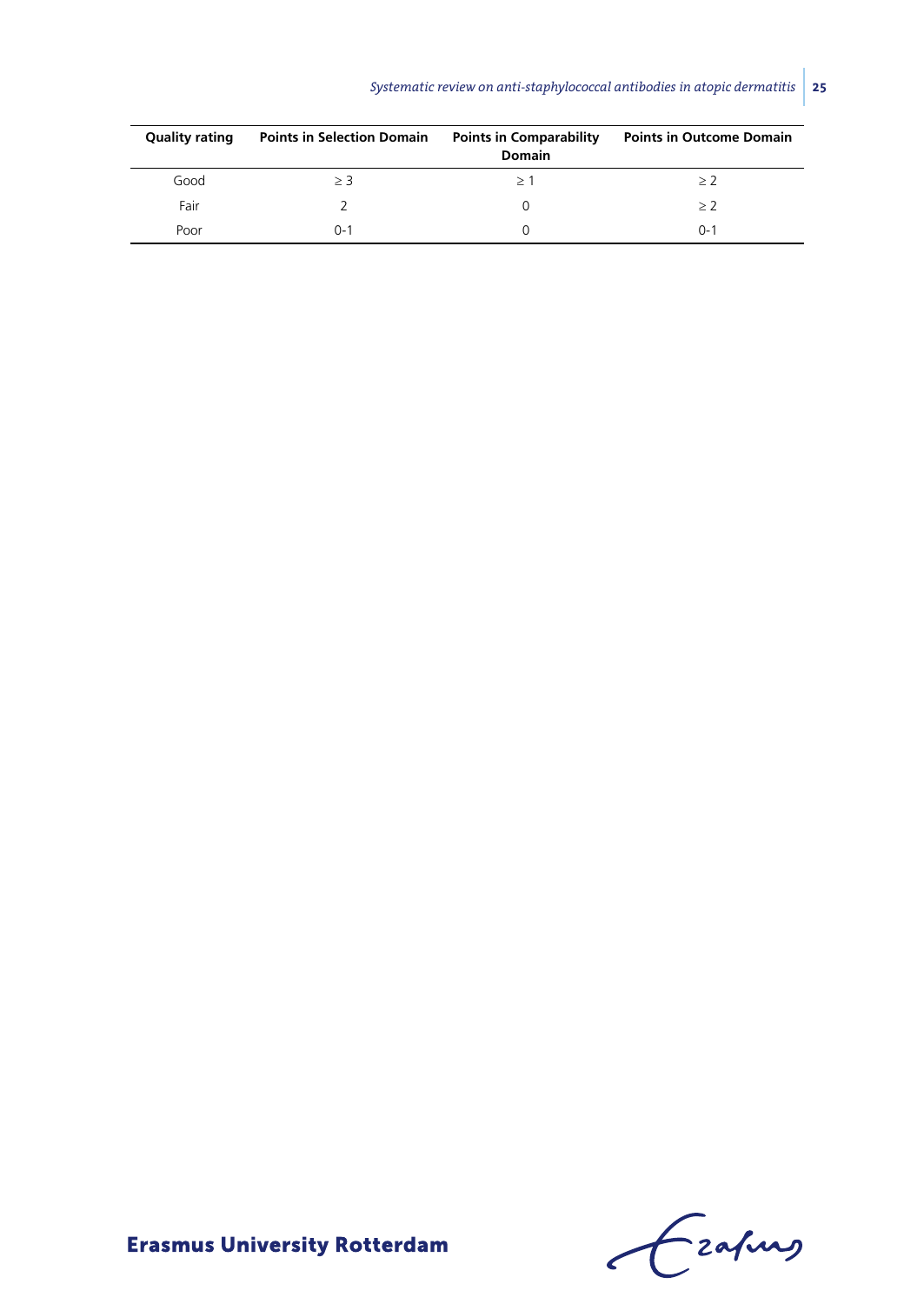| Quality rating | Points in Selection Domain | Points in Comparability Domain | Points in Outcome Domain |
|---|---|---|---|
| Good | ≥ 3 | ≥ 1 | ≥ 2 |
| Fair | 2 | 0 | ≥ 2 |
| Poor | 0-1 | 0 | 0-1 |